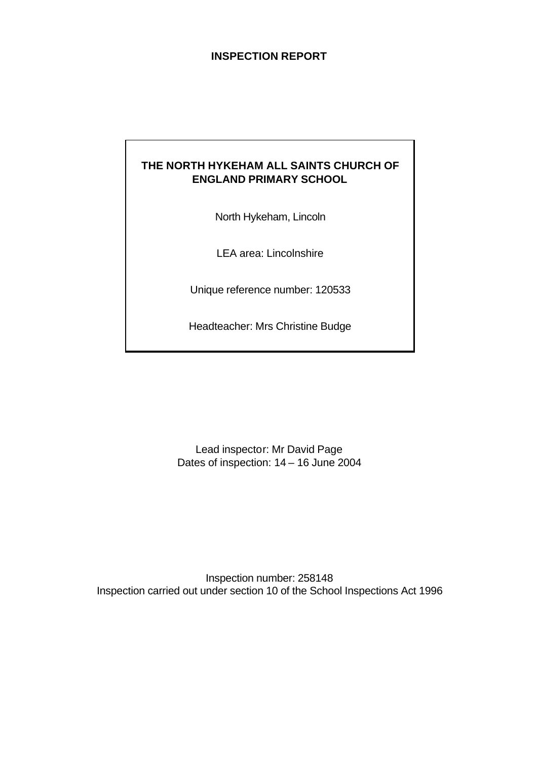# INSPECTION REPORT

## THE NORTH HYKEHAM ALL SAINTS CHURCH OF ENGLAND PRIMARY SCHOOL

North Hykeham, Lincoln

LEA area: Lincolnshire

Unique reference number: 120533

Headteacher: Mrs Christine Budge

Lead inspector: Mr David Page

Dates of inspection: 14 – 16 June 2004

Inspection number: 258148

Inspection carried out under section 10 of the School Inspections Act 1996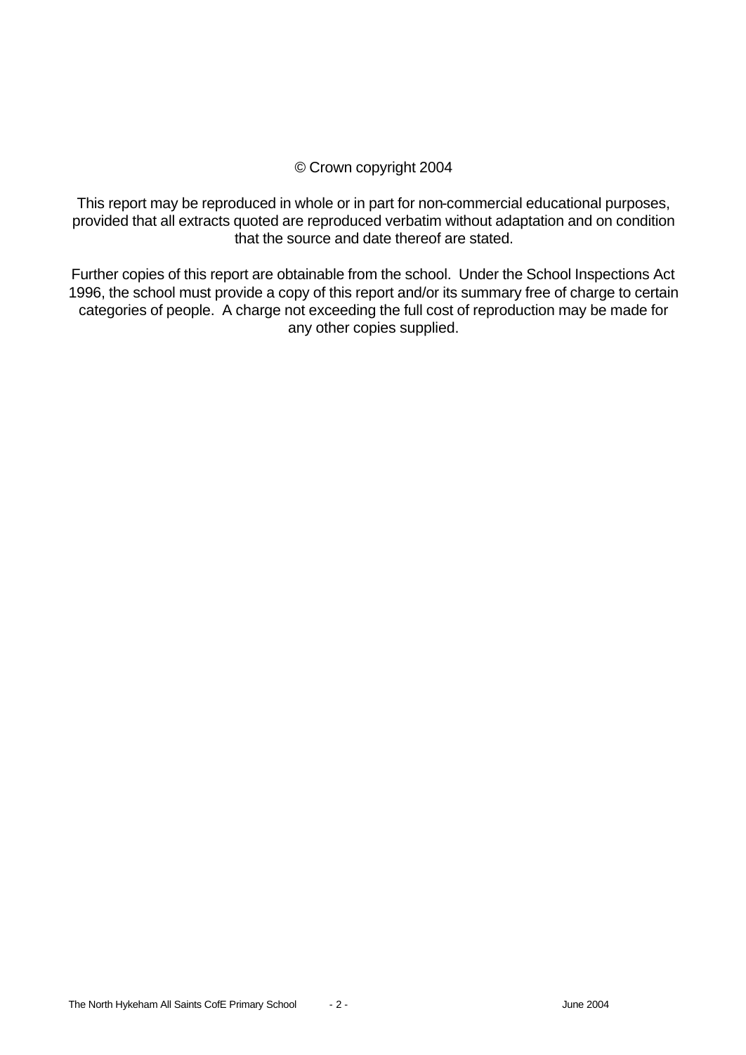© Crown copyright 2004

This report may be reproduced in whole or in part for non-commercial educational purposes, provided that all extracts quoted are reproduced verbatim without adaptation and on condition that the source and date thereof are stated.

Further copies of this report are obtainable from the school. Under the School Inspections Act 1996, the school must provide a copy of this report and/or its summary free of charge to certain categories of people. A charge not exceeding the full cost of reproduction may be made for any other copies supplied.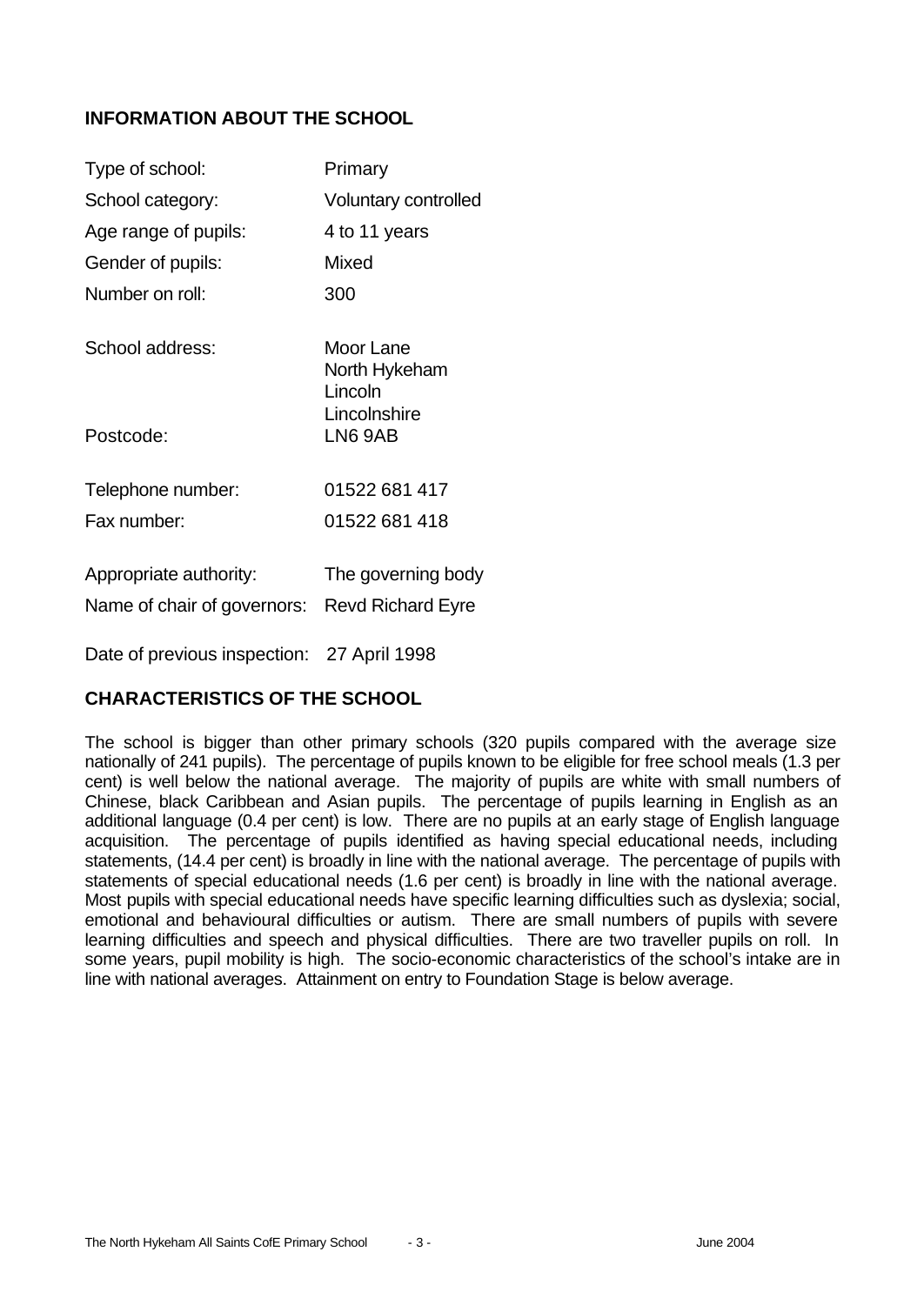## INFORMATION ABOUT THE SCHOOL

| | |
|---|---|
| Type of school: | Primary |
| School category: | Voluntary controlled |
| Age range of pupils: | 4 to 11 years |
| Gender of pupils: | Mixed |
| Number on roll: | 300 |
| School address: | Moor Lane<br>North Hykeham<br>Lincoln<br>Lincolnshire |
| Postcode: | LN6 9AB |
| Telephone number: | 01522 681 417 |
| Fax number: | 01522 681 418 |
| Appropriate authority: | The governing body |
| Name of chair of governors: | Revd Richard Eyre |
| Date of previous inspection: | 27 April 1998 |

## CHARACTERISTICS OF THE SCHOOL

The school is bigger than other primary schools (320 pupils compared with the average size nationally of 241 pupils). The percentage of pupils known to be eligible for free school meals (1.3 per cent) is well below the national average. The majority of pupils are white with small numbers of Chinese, black Caribbean and Asian pupils. The percentage of pupils learning in English as an additional language (0.4 per cent) is low. There are no pupils at an early stage of English language acquisition. The percentage of pupils identified as having special educational needs, including statements, (14.4 per cent) is broadly in line with the national average. The percentage of pupils with statements of special educational needs (1.6 per cent) is broadly in line with the national average. Most pupils with special educational needs have specific learning difficulties such as dyslexia; social, emotional and behavioural difficulties or autism. There are small numbers of pupils with severe learning difficulties and speech and physical difficulties. There are two traveller pupils on roll. In some years, pupil mobility is high. The socio-economic characteristics of the school's intake are in line with national averages. Attainment on entry to Foundation Stage is below average.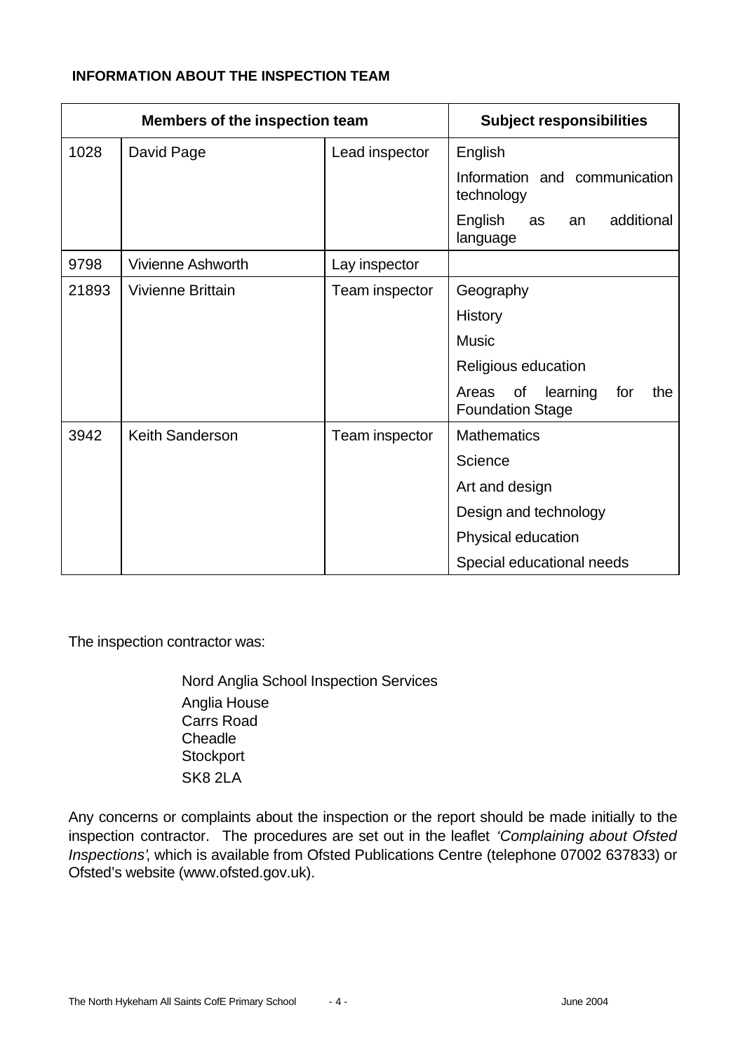**INFORMATION ABOUT THE INSPECTION TEAM**

| Members of the inspection team | | | Subject responsibilities |
|---|---|---|---|
| 1028 | David Page | Lead inspector | English |
| | | | Information and communication technology |
| | | | English as an additional language |
| 9798 | Vivienne Ashworth | Lay inspector | |
| 21893 | Vivienne Brittain | Team inspector | Geography |
| | | | History |
| | | | Music |
| | | | Religious education |
| | | | Areas of learning for the Foundation Stage |
| 3942 | Keith Sanderson | Team inspector | Mathematics |
| | | | Science |
| | | | Art and design |
| | | | Design and technology |
| | | | Physical education |
| | | | Special educational needs |

The inspection contractor was:

Nord Anglia School Inspection Services
Anglia House
Carrs Road
Cheadle
Stockport
SK8 2LA

Any concerns or complaints about the inspection or the report should be made initially to the inspection contractor. The procedures are set out in the leaflet *'Complaining about Ofsted Inspections'*, which is available from Ofsted Publications Centre (telephone 07002 637833) or Ofsted's website (www.ofsted.gov.uk).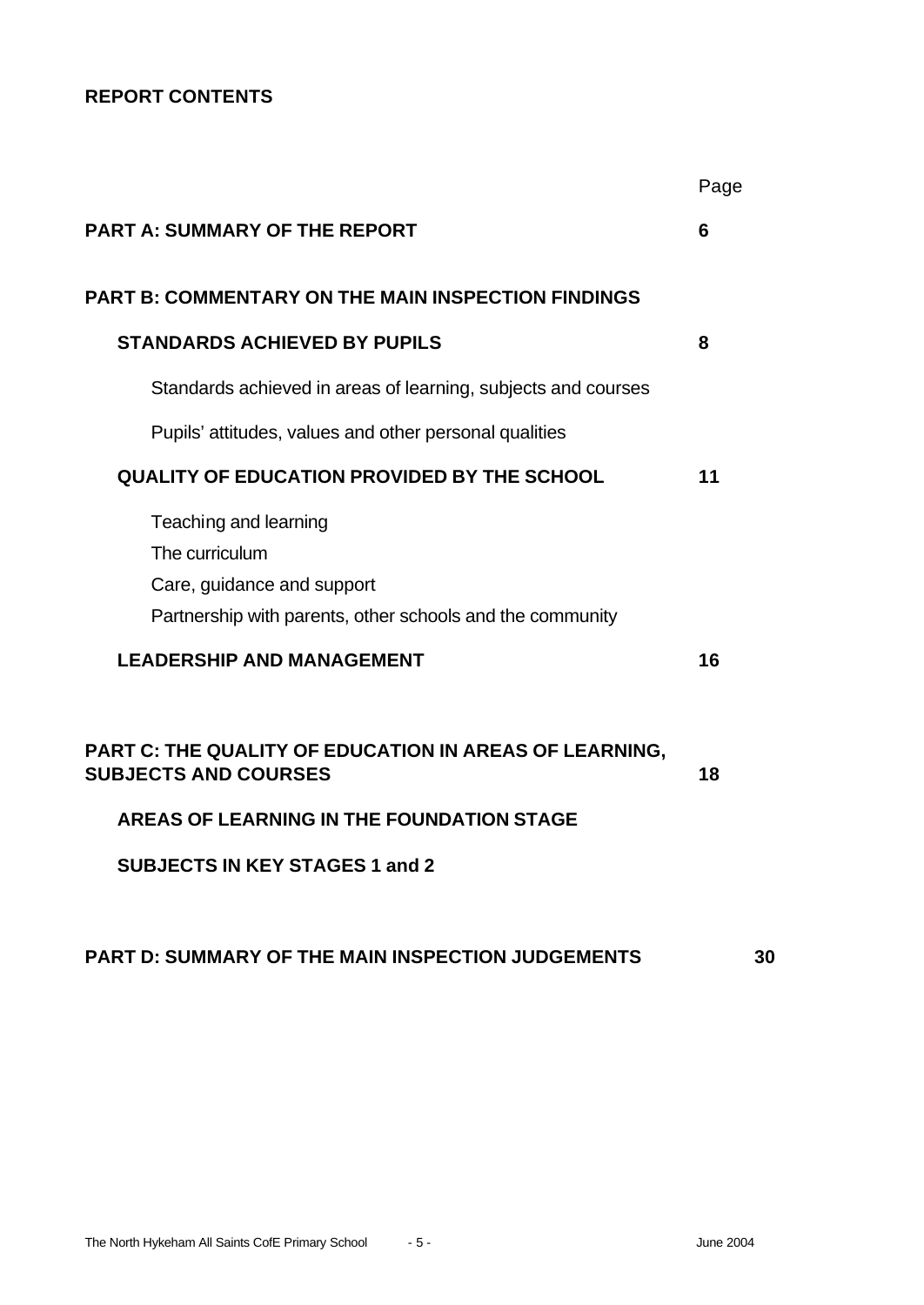**REPORT CONTENTS**

| | Page |
|---|---|
| **PART A: SUMMARY OF THE REPORT** | **6** |
| **PART B: COMMENTARY ON THE MAIN INSPECTION FINDINGS** | |
| **STANDARDS ACHIEVED BY PUPILS** | **8** |
| Standards achieved in areas of learning, subjects and courses | |
| Pupils' attitudes, values and other personal qualities | |
| **QUALITY OF EDUCATION PROVIDED BY THE SCHOOL** | **11** |
| Teaching and learning | |
| The curriculum | |
| Care, guidance and support | |
| Partnership with parents, other schools and the community | |
| **LEADERSHIP AND MANAGEMENT** | **16** |
| **PART C: THE QUALITY OF EDUCATION IN AREAS OF LEARNING, SUBJECTS AND COURSES** | **18** |
| **AREAS OF LEARNING IN THE FOUNDATION STAGE** | |
| **SUBJECTS IN KEY STAGES 1 and 2** | |
| **PART D: SUMMARY OF THE MAIN INSPECTION JUDGEMENTS** | **30** |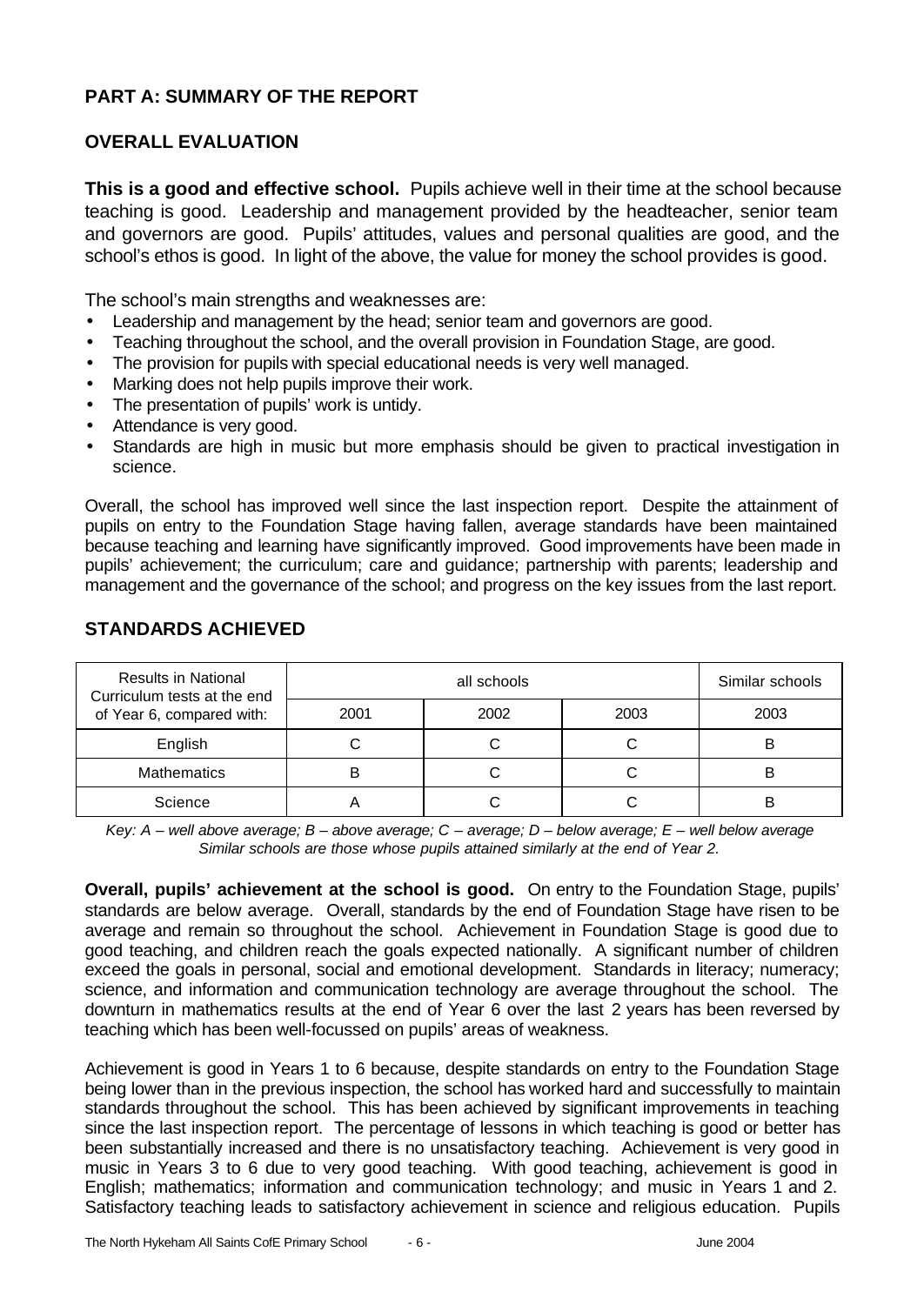## PART A: SUMMARY OF THE REPORT

### OVERALL EVALUATION

**This is a good and effective school.** Pupils achieve well in their time at the school because teaching is good. Leadership and management provided by the headteacher, senior team and governors are good. Pupils' attitudes, values and personal qualities are good, and the school's ethos is good. In light of the above, the value for money the school provides is good.

The school's main strengths and weaknesses are:

- Leadership and management by the head; senior team and governors are good.
- Teaching throughout the school, and the overall provision in Foundation Stage, are good.
- The provision for pupils with special educational needs is very well managed.
- Marking does not help pupils improve their work.
- The presentation of pupils' work is untidy.
- Attendance is very good.
- Standards are high in music but more emphasis should be given to practical investigation in science.

Overall, the school has improved well since the last inspection report. Despite the attainment of pupils on entry to the Foundation Stage having fallen, average standards have been maintained because teaching and learning have significantly improved. Good improvements have been made in pupils' achievement; the curriculum; care and guidance; partnership with parents; leadership and management and the governance of the school; and progress on the key issues from the last report.

### STANDARDS ACHIEVED

| Results in National Curriculum tests at the end of Year 6, compared with: | all schools | | | Similar schools |
|---|---|---|---|---|
| | 2001 | 2002 | 2003 | 2003 |
| English | C | C | C | B |
| Mathematics | B | C | C | B |
| Science | A | C | C | B |

*Key: A – well above average; B – above average; C – average; D – below average; E – well below average*
*Similar schools are those whose pupils attained similarly at the end of Year 2.*

**Overall, pupils' achievement at the school is good.** On entry to the Foundation Stage, pupils' standards are below average. Overall, standards by the end of Foundation Stage have risen to be average and remain so throughout the school. Achievement in Foundation Stage is good due to good teaching, and children reach the goals expected nationally. A significant number of children exceed the goals in personal, social and emotional development. Standards in literacy; numeracy; science, and information and communication technology are average throughout the school. The downturn in mathematics results at the end of Year 6 over the last 2 years has been reversed by teaching which has been well-focussed on pupils' areas of weakness.

Achievement is good in Years 1 to 6 because, despite standards on entry to the Foundation Stage being lower than in the previous inspection, the school has worked hard and successfully to maintain standards throughout the school. This has been achieved by significant improvements in teaching since the last inspection report. The percentage of lessons in which teaching is good or better has been substantially increased and there is no unsatisfactory teaching. Achievement is very good in music in Years 3 to 6 due to very good teaching. With good teaching, achievement is good in English; mathematics; information and communication technology; and music in Years 1 and 2. Satisfactory teaching leads to satisfactory achievement in science and religious education. Pupils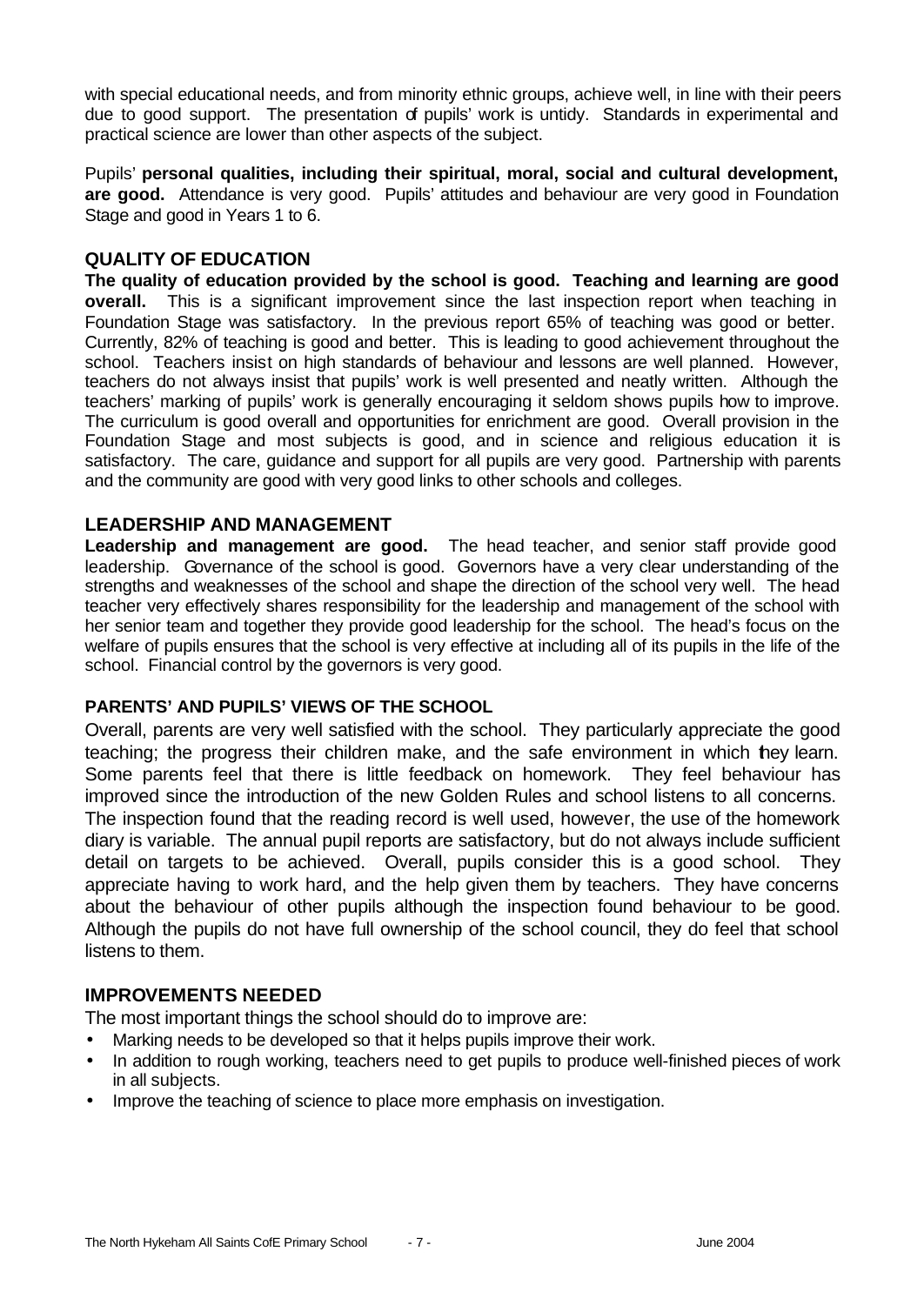with special educational needs, and from minority ethnic groups, achieve well, in line with their peers due to good support. The presentation of pupils' work is untidy. Standards in experimental and practical science are lower than other aspects of the subject.

Pupils' **personal qualities, including their spiritual, moral, social and cultural development, are good.** Attendance is very good. Pupils' attitudes and behaviour are very good in Foundation Stage and good in Years 1 to 6.

## QUALITY OF EDUCATION

**The quality of education provided by the school is good. Teaching and learning are good overall.** This is a significant improvement since the last inspection report when teaching in Foundation Stage was satisfactory. In the previous report 65% of teaching was good or better. Currently, 82% of teaching is good and better. This is leading to good achievement throughout the school. Teachers insist on high standards of behaviour and lessons are well planned. However, teachers do not always insist that pupils' work is well presented and neatly written. Although the teachers' marking of pupils' work is generally encouraging it seldom shows pupils how to improve. The curriculum is good overall and opportunities for enrichment are good. Overall provision in the Foundation Stage and most subjects is good, and in science and religious education it is satisfactory. The care, guidance and support for all pupils are very good. Partnership with parents and the community are good with very good links to other schools and colleges.

## LEADERSHIP AND MANAGEMENT

**Leadership and management are good.** The head teacher, and senior staff provide good leadership. Governance of the school is good. Governors have a very clear understanding of the strengths and weaknesses of the school and shape the direction of the school very well. The head teacher very effectively shares responsibility for the leadership and management of the school with her senior team and together they provide good leadership for the school. The head's focus on the welfare of pupils ensures that the school is very effective at including all of its pupils in the life of the school. Financial control by the governors is very good.

### PARENTS' AND PUPILS' VIEWS OF THE SCHOOL

Overall, parents are very well satisfied with the school. They particularly appreciate the good teaching; the progress their children make, and the safe environment in which they learn. Some parents feel that there is little feedback on homework. They feel behaviour has improved since the introduction of the new Golden Rules and school listens to all concerns. The inspection found that the reading record is well used, however, the use of the homework diary is variable. The annual pupil reports are satisfactory, but do not always include sufficient detail on targets to be achieved. Overall, pupils consider this is a good school. They appreciate having to work hard, and the help given them by teachers. They have concerns about the behaviour of other pupils although the inspection found behaviour to be good. Although the pupils do not have full ownership of the school council, they do feel that school listens to them.

## IMPROVEMENTS NEEDED

The most important things the school should do to improve are:

- Marking needs to be developed so that it helps pupils improve their work.
- In addition to rough working, teachers need to get pupils to produce well-finished pieces of work in all subjects.
- Improve the teaching of science to place more emphasis on investigation.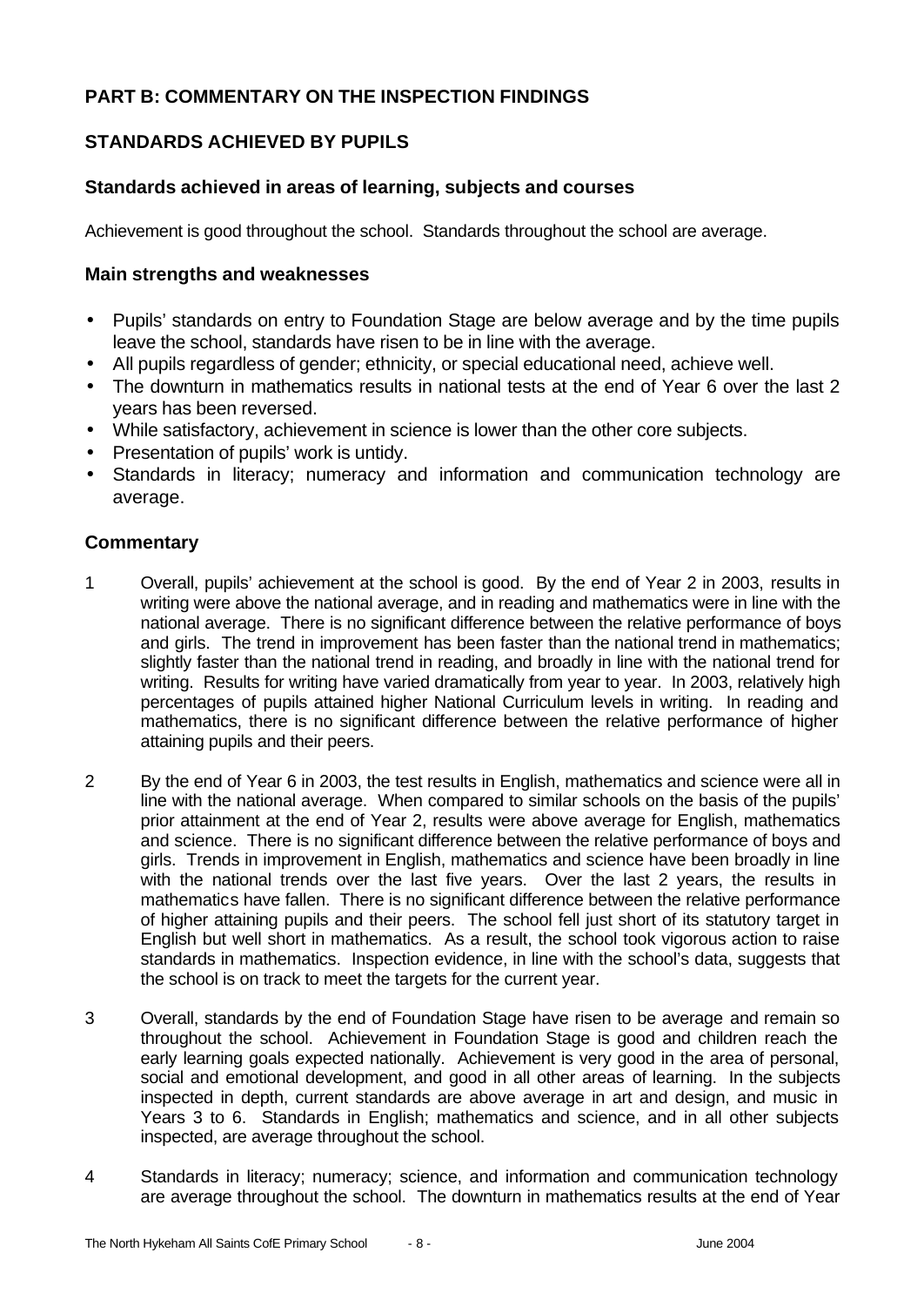## PART B: COMMENTARY ON THE INSPECTION FINDINGS

## STANDARDS ACHIEVED BY PUPILS

### Standards achieved in areas of learning, subjects and courses

Achievement is good throughout the school. Standards throughout the school are average.

### Main strengths and weaknesses

- Pupils' standards on entry to Foundation Stage are below average and by the time pupils leave the school, standards have risen to be in line with the average.
- All pupils regardless of gender; ethnicity, or special educational need, achieve well.
- The downturn in mathematics results in national tests at the end of Year 6 over the last 2 years has been reversed.
- While satisfactory, achievement in science is lower than the other core subjects.
- Presentation of pupils' work is untidy.
- Standards in literacy; numeracy and information and communication technology are average.

### Commentary

1 Overall, pupils' achievement at the school is good. By the end of Year 2 in 2003, results in writing were above the national average, and in reading and mathematics were in line with the national average. There is no significant difference between the relative performance of boys and girls. The trend in improvement has been faster than the national trend in mathematics; slightly faster than the national trend in reading, and broadly in line with the national trend for writing. Results for writing have varied dramatically from year to year. In 2003, relatively high percentages of pupils attained higher National Curriculum levels in writing. In reading and mathematics, there is no significant difference between the relative performance of higher attaining pupils and their peers.

2 By the end of Year 6 in 2003, the test results in English, mathematics and science were all in line with the national average. When compared to similar schools on the basis of the pupils' prior attainment at the end of Year 2, results were above average for English, mathematics and science. There is no significant difference between the relative performance of boys and girls. Trends in improvement in English, mathematics and science have been broadly in line with the national trends over the last five years. Over the last 2 years, the results in mathematics have fallen. There is no significant difference between the relative performance of higher attaining pupils and their peers. The school fell just short of its statutory target in English but well short in mathematics. As a result, the school took vigorous action to raise standards in mathematics. Inspection evidence, in line with the school's data, suggests that the school is on track to meet the targets for the current year.

3 Overall, standards by the end of Foundation Stage have risen to be average and remain so throughout the school. Achievement in Foundation Stage is good and children reach the early learning goals expected nationally. Achievement is very good in the area of personal, social and emotional development, and good in all other areas of learning. In the subjects inspected in depth, current standards are above average in art and design, and music in Years 3 to 6. Standards in English; mathematics and science, and in all other subjects inspected, are average throughout the school.

4 Standards in literacy; numeracy; science, and information and communication technology are average throughout the school. The downturn in mathematics results at the end of Year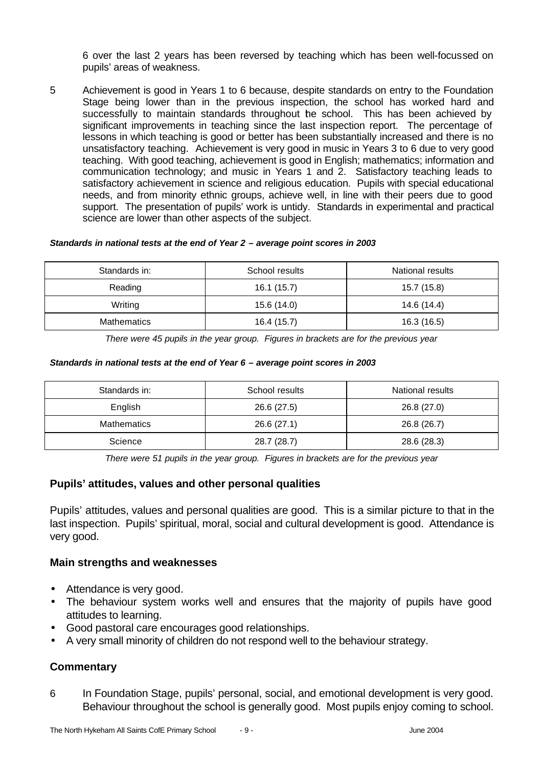6 over the last 2 years has been reversed by teaching which has been well-focussed on pupils' areas of weakness.

5 Achievement is good in Years 1 to 6 because, despite standards on entry to the Foundation Stage being lower than in the previous inspection, the school has worked hard and successfully to maintain standards throughout the school. This has been achieved by significant improvements in teaching since the last inspection report. The percentage of lessons in which teaching is good or better has been substantially increased and there is no unsatisfactory teaching. Achievement is very good in music in Years 3 to 6 due to very good teaching. With good teaching, achievement is good in English; mathematics; information and communication technology; and music in Years 1 and 2. Satisfactory teaching leads to satisfactory achievement in science and religious education. Pupils with special educational needs, and from minority ethnic groups, achieve well, in line with their peers due to good support. The presentation of pupils' work is untidy. Standards in experimental and practical science are lower than other aspects of the subject.

***Standards in national tests at the end of Year 2 – average point scores in 2003***

| Standards in: | School results | National results |
|---|---|---|
| Reading | 16.1 (15.7) | 15.7 (15.8) |
| Writing | 15.6 (14.0) | 14.6 (14.4) |
| Mathematics | 16.4 (15.7) | 16.3 (16.5) |

*There were 45 pupils in the year group. Figures in brackets are for the previous year*

***Standards in national tests at the end of Year 6 – average point scores in 2003***

| Standards in: | School results | National results |
|---|---|---|
| English | 26.6 (27.5) | 26.8 (27.0) |
| Mathematics | 26.6 (27.1) | 26.8 (26.7) |
| Science | 28.7 (28.7) | 28.6 (28.3) |

*There were 51 pupils in the year group. Figures in brackets are for the previous year*

### Pupils' attitudes, values and other personal qualities

Pupils' attitudes, values and personal qualities are good. This is a similar picture to that in the last inspection. Pupils' spiritual, moral, social and cultural development is good. Attendance is very good.

### Main strengths and weaknesses

- Attendance is very good.
- The behaviour system works well and ensures that the majority of pupils have good attitudes to learning.
- Good pastoral care encourages good relationships.
- A very small minority of children do not respond well to the behaviour strategy.

### Commentary

6 In Foundation Stage, pupils' personal, social, and emotional development is very good. Behaviour throughout the school is generally good. Most pupils enjoy coming to school.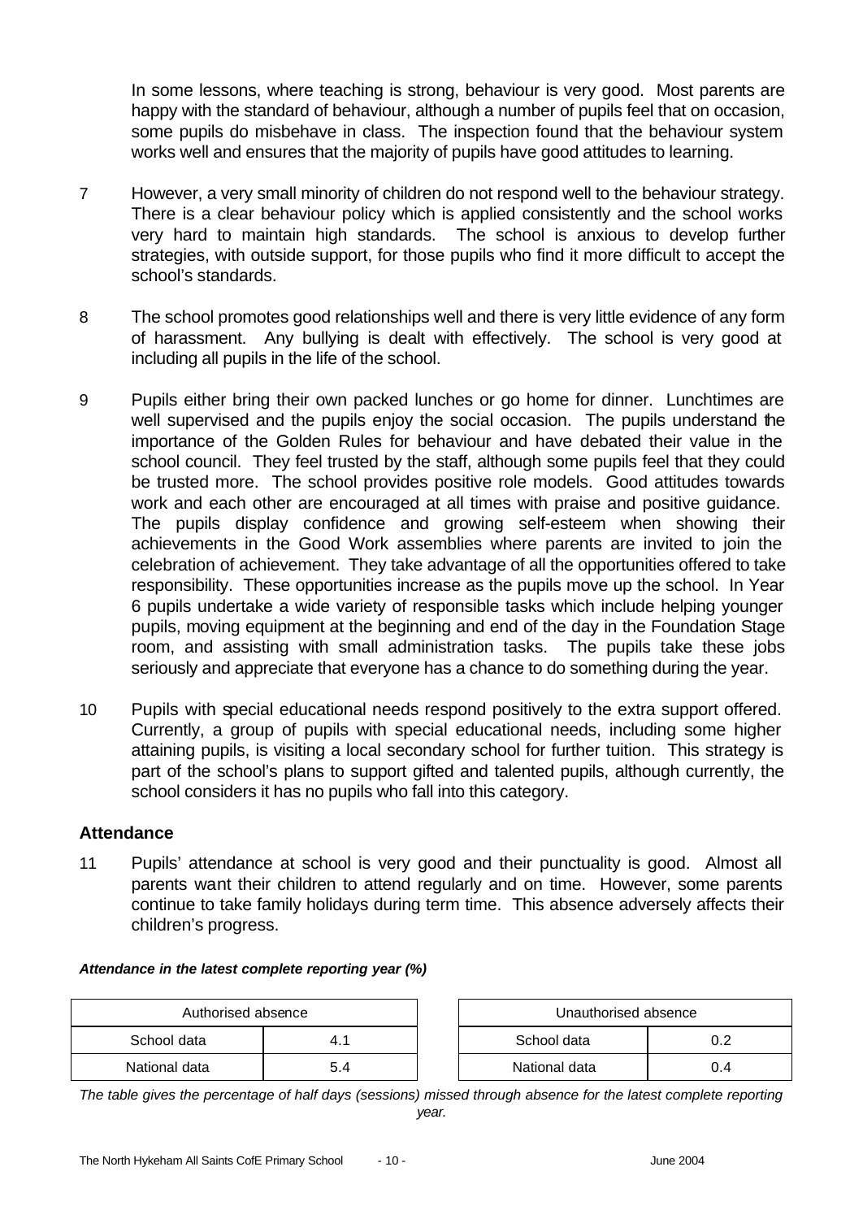In some lessons, where teaching is strong, behaviour is very good. Most parents are happy with the standard of behaviour, although a number of pupils feel that on occasion, some pupils do misbehave in class. The inspection found that the behaviour system works well and ensures that the majority of pupils have good attitudes to learning.

7 However, a very small minority of children do not respond well to the behaviour strategy. There is a clear behaviour policy which is applied consistently and the school works very hard to maintain high standards. The school is anxious to develop further strategies, with outside support, for those pupils who find it more difficult to accept the school's standards.

8 The school promotes good relationships well and there is very little evidence of any form of harassment. Any bullying is dealt with effectively. The school is very good at including all pupils in the life of the school.

9 Pupils either bring their own packed lunches or go home for dinner. Lunchtimes are well supervised and the pupils enjoy the social occasion. The pupils understand the importance of the Golden Rules for behaviour and have debated their value in the school council. They feel trusted by the staff, although some pupils feel that they could be trusted more. The school provides positive role models. Good attitudes towards work and each other are encouraged at all times with praise and positive guidance. The pupils display confidence and growing self-esteem when showing their achievements in the Good Work assemblies where parents are invited to join the celebration of achievement. They take advantage of all the opportunities offered to take responsibility. These opportunities increase as the pupils move up the school. In Year 6 pupils undertake a wide variety of responsible tasks which include helping younger pupils, moving equipment at the beginning and end of the day in the Foundation Stage room, and assisting with small administration tasks. The pupils take these jobs seriously and appreciate that everyone has a chance to do something during the year.

10 Pupils with special educational needs respond positively to the extra support offered. Currently, a group of pupils with special educational needs, including some higher attaining pupils, is visiting a local secondary school for further tuition. This strategy is part of the school's plans to support gifted and talented pupils, although currently, the school considers it has no pupils who fall into this category.

## Attendance

11 Pupils' attendance at school is very good and their punctuality is good. Almost all parents want their children to attend regularly and on time. However, some parents continue to take family holidays during term time. This absence adversely affects their children's progress.

***Attendance in the latest complete reporting year (%)***

| Authorised absence | |
|---|---|
| School data | 4.1 |
| National data | 5.4 |

| Unauthorised absence | |
|---|---|
| School data | 0.2 |
| National data | 0.4 |

*The table gives the percentage of half days (sessions) missed through absence for the latest complete reporting year.*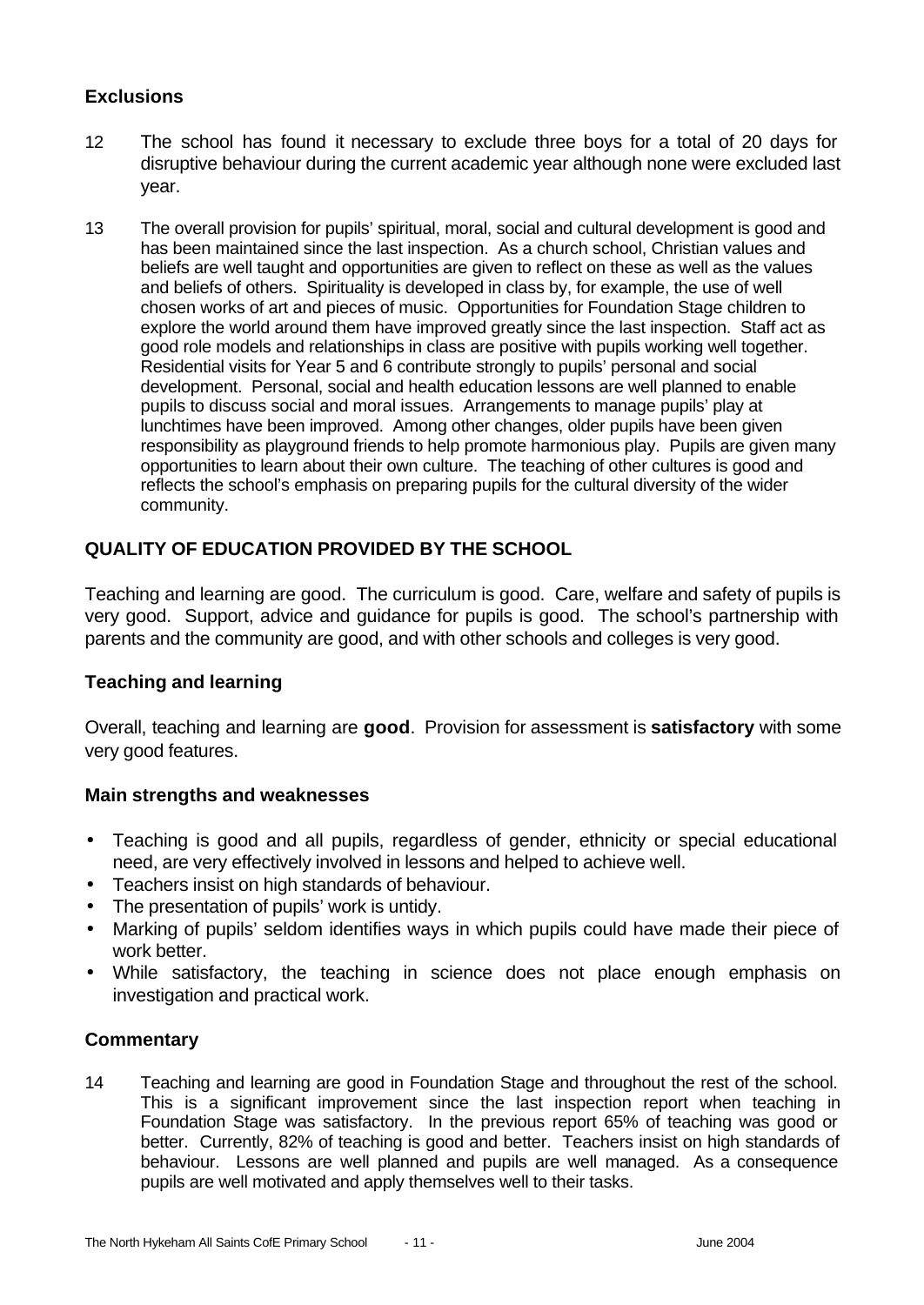### Exclusions

12 The school has found it necessary to exclude three boys for a total of 20 days for disruptive behaviour during the current academic year although none were excluded last year.

13 The overall provision for pupils' spiritual, moral, social and cultural development is good and has been maintained since the last inspection. As a church school, Christian values and beliefs are well taught and opportunities are given to reflect on these as well as the values and beliefs of others. Spirituality is developed in class by, for example, the use of well chosen works of art and pieces of music. Opportunities for Foundation Stage children to explore the world around them have improved greatly since the last inspection. Staff act as good role models and relationships in class are positive with pupils working well together. Residential visits for Year 5 and 6 contribute strongly to pupils' personal and social development. Personal, social and health education lessons are well planned to enable pupils to discuss social and moral issues. Arrangements to manage pupils' play at lunchtimes have been improved. Among other changes, older pupils have been given responsibility as playground friends to help promote harmonious play. Pupils are given many opportunities to learn about their own culture. The teaching of other cultures is good and reflects the school's emphasis on preparing pupils for the cultural diversity of the wider community.

## QUALITY OF EDUCATION PROVIDED BY THE SCHOOL

Teaching and learning are good. The curriculum is good. Care, welfare and safety of pupils is very good. Support, advice and guidance for pupils is good. The school's partnership with parents and the community are good, and with other schools and colleges is very good.

### Teaching and learning

Overall, teaching and learning are **good**. Provision for assessment is **satisfactory** with some very good features.

#### Main strengths and weaknesses

- Teaching is good and all pupils, regardless of gender, ethnicity or special educational need, are very effectively involved in lessons and helped to achieve well.
- Teachers insist on high standards of behaviour.
- The presentation of pupils' work is untidy.
- Marking of pupils' seldom identifies ways in which pupils could have made their piece of work better.
- While satisfactory, the teaching in science does not place enough emphasis on investigation and practical work.

#### Commentary

14 Teaching and learning are good in Foundation Stage and throughout the rest of the school. This is a significant improvement since the last inspection report when teaching in Foundation Stage was satisfactory. In the previous report 65% of teaching was good or better. Currently, 82% of teaching is good and better. Teachers insist on high standards of behaviour. Lessons are well planned and pupils are well managed. As a consequence pupils are well motivated and apply themselves well to their tasks.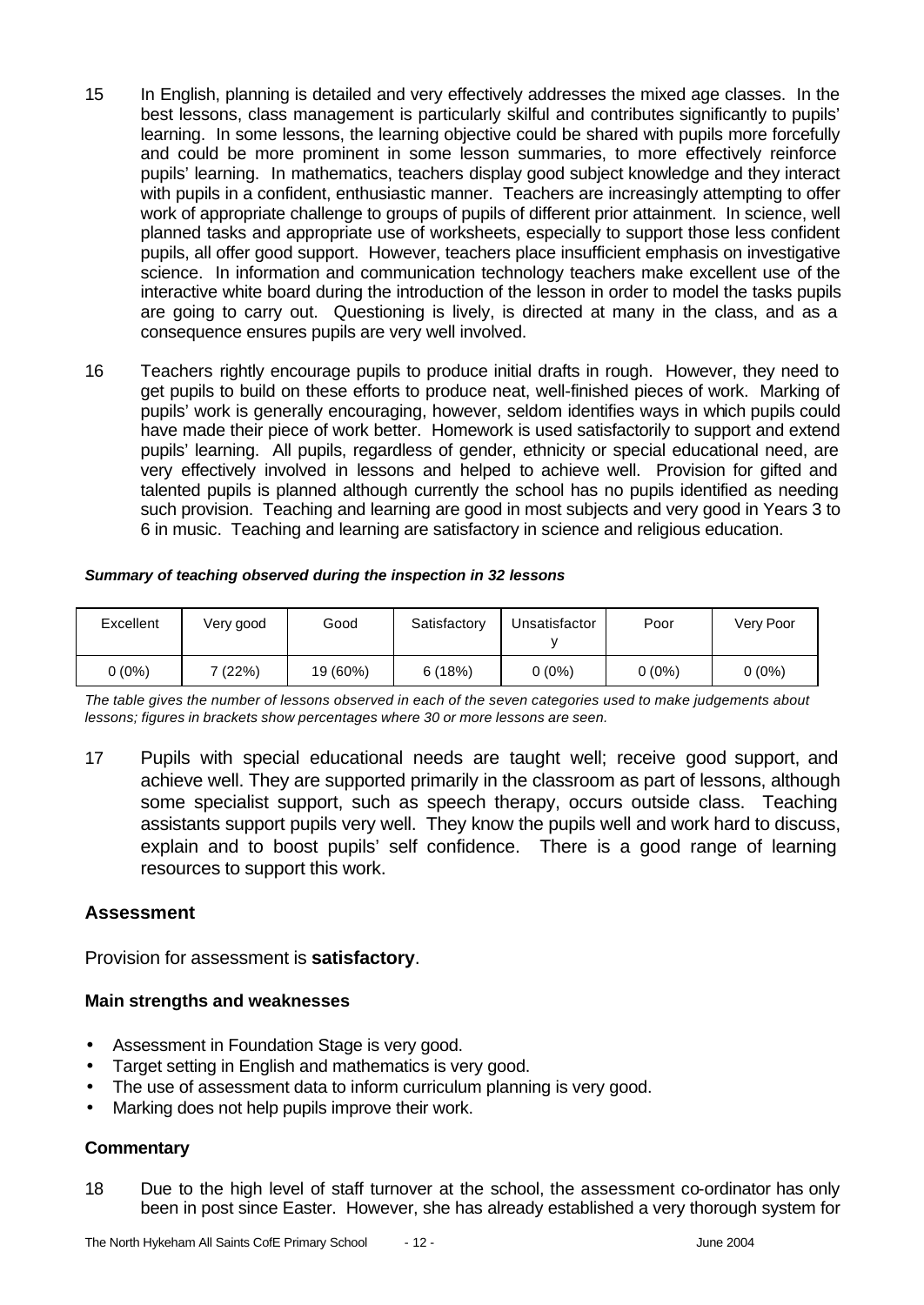15 In English, planning is detailed and very effectively addresses the mixed age classes. In the best lessons, class management is particularly skilful and contributes significantly to pupils' learning. In some lessons, the learning objective could be shared with pupils more forcefully and could be more prominent in some lesson summaries, to more effectively reinforce pupils' learning. In mathematics, teachers display good subject knowledge and they interact with pupils in a confident, enthusiastic manner. Teachers are increasingly attempting to offer work of appropriate challenge to groups of pupils of different prior attainment. In science, well planned tasks and appropriate use of worksheets, especially to support those less confident pupils, all offer good support. However, teachers place insufficient emphasis on investigative science. In information and communication technology teachers make excellent use of the interactive white board during the introduction of the lesson in order to model the tasks pupils are going to carry out. Questioning is lively, is directed at many in the class, and as a consequence ensures pupils are very well involved.

16 Teachers rightly encourage pupils to produce initial drafts in rough. However, they need to get pupils to build on these efforts to produce neat, well-finished pieces of work. Marking of pupils' work is generally encouraging, however, seldom identifies ways in which pupils could have made their piece of work better. Homework is used satisfactorily to support and extend pupils' learning. All pupils, regardless of gender, ethnicity or special educational need, are very effectively involved in lessons and helped to achieve well. Provision for gifted and talented pupils is planned although currently the school has no pupils identified as needing such provision. Teaching and learning are good in most subjects and very good in Years 3 to 6 in music. Teaching and learning are satisfactory in science and religious education.

***Summary of teaching observed during the inspection in 32 lessons***

| Excellent | Very good | Good | Satisfactory | Unsatisfactory | Poor | Very Poor |
|---|---|---|---|---|---|---|
| 0 (0%) | 7 (22%) | 19 (60%) | 6 (18%) | 0 (0%) | 0 (0%) | 0 (0%) |

*The table gives the number of lessons observed in each of the seven categories used to make judgements about lessons; figures in brackets show percentages where 30 or more lessons are seen.*

17 Pupils with special educational needs are taught well; receive good support, and achieve well. They are supported primarily in the classroom as part of lessons, although some specialist support, such as speech therapy, occurs outside class. Teaching assistants support pupils very well. They know the pupils well and work hard to discuss, explain and to boost pupils' self confidence. There is a good range of learning resources to support this work.

## Assessment

Provision for assessment is **satisfactory**.

### Main strengths and weaknesses

- Assessment in Foundation Stage is very good.
- Target setting in English and mathematics is very good.
- The use of assessment data to inform curriculum planning is very good.
- Marking does not help pupils improve their work.

### Commentary

18 Due to the high level of staff turnover at the school, the assessment co-ordinator has only been in post since Easter. However, she has already established a very thorough system for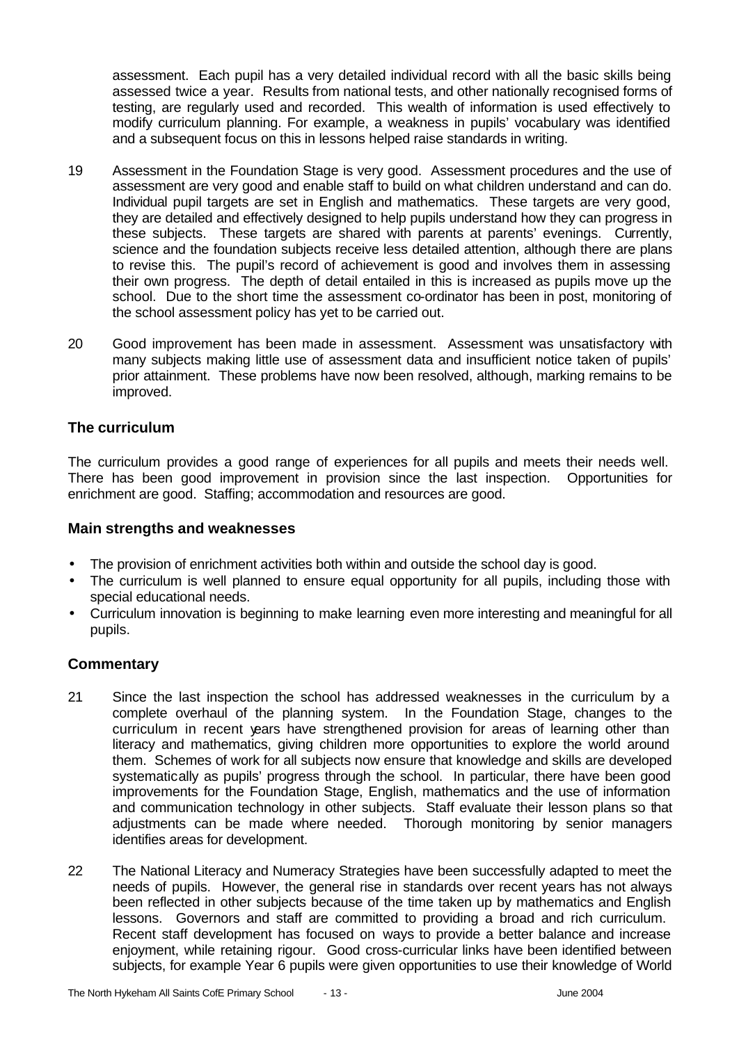assessment. Each pupil has a very detailed individual record with all the basic skills being assessed twice a year. Results from national tests, and other nationally recognised forms of testing, are regularly used and recorded. This wealth of information is used effectively to modify curriculum planning. For example, a weakness in pupils' vocabulary was identified and a subsequent focus on this in lessons helped raise standards in writing.

19 Assessment in the Foundation Stage is very good. Assessment procedures and the use of assessment are very good and enable staff to build on what children understand and can do. Individual pupil targets are set in English and mathematics. These targets are very good, they are detailed and effectively designed to help pupils understand how they can progress in these subjects. These targets are shared with parents at parents' evenings. Currently, science and the foundation subjects receive less detailed attention, although there are plans to revise this. The pupil's record of achievement is good and involves them in assessing their own progress. The depth of detail entailed in this is increased as pupils move up the school. Due to the short time the assessment co-ordinator has been in post, monitoring of the school assessment policy has yet to be carried out.

20 Good improvement has been made in assessment. Assessment was unsatisfactory with many subjects making little use of assessment data and insufficient notice taken of pupils' prior attainment. These problems have now been resolved, although, marking remains to be improved.

## The curriculum

The curriculum provides a good range of experiences for all pupils and meets their needs well. There has been good improvement in provision since the last inspection. Opportunities for enrichment are good. Staffing; accommodation and resources are good.

### Main strengths and weaknesses

- The provision of enrichment activities both within and outside the school day is good.
- The curriculum is well planned to ensure equal opportunity for all pupils, including those with special educational needs.
- Curriculum innovation is beginning to make learning even more interesting and meaningful for all pupils.

### Commentary

21 Since the last inspection the school has addressed weaknesses in the curriculum by a complete overhaul of the planning system. In the Foundation Stage, changes to the curriculum in recent years have strengthened provision for areas of learning other than literacy and mathematics, giving children more opportunities to explore the world around them. Schemes of work for all subjects now ensure that knowledge and skills are developed systematically as pupils' progress through the school. In particular, there have been good improvements for the Foundation Stage, English, mathematics and the use of information and communication technology in other subjects. Staff evaluate their lesson plans so that adjustments can be made where needed. Thorough monitoring by senior managers identifies areas for development.

22 The National Literacy and Numeracy Strategies have been successfully adapted to meet the needs of pupils. However, the general rise in standards over recent years has not always been reflected in other subjects because of the time taken up by mathematics and English lessons. Governors and staff are committed to providing a broad and rich curriculum. Recent staff development has focused on ways to provide a better balance and increase enjoyment, while retaining rigour. Good cross-curricular links have been identified between subjects, for example Year 6 pupils were given opportunities to use their knowledge of World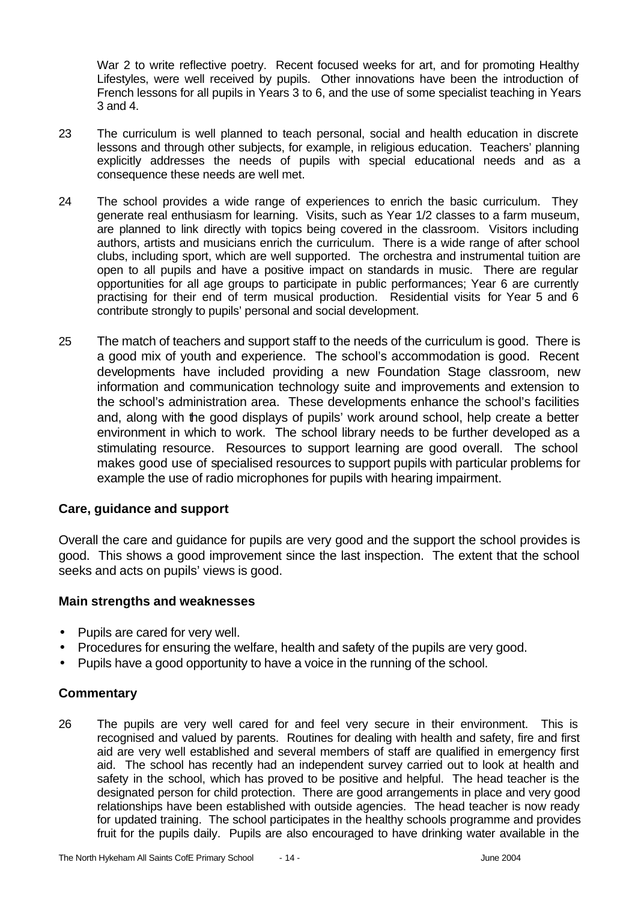War 2 to write reflective poetry. Recent focused weeks for art, and for promoting Healthy Lifestyles, were well received by pupils. Other innovations have been the introduction of French lessons for all pupils in Years 3 to 6, and the use of some specialist teaching in Years 3 and 4.

23 The curriculum is well planned to teach personal, social and health education in discrete lessons and through other subjects, for example, in religious education. Teachers' planning explicitly addresses the needs of pupils with special educational needs and as a consequence these needs are well met.

24 The school provides a wide range of experiences to enrich the basic curriculum. They generate real enthusiasm for learning. Visits, such as Year 1/2 classes to a farm museum, are planned to link directly with topics being covered in the classroom. Visitors including authors, artists and musicians enrich the curriculum. There is a wide range of after school clubs, including sport, which are well supported. The orchestra and instrumental tuition are open to all pupils and have a positive impact on standards in music. There are regular opportunities for all age groups to participate in public performances; Year 6 are currently practising for their end of term musical production. Residential visits for Year 5 and 6 contribute strongly to pupils' personal and social development.

25 The match of teachers and support staff to the needs of the curriculum is good. There is a good mix of youth and experience. The school's accommodation is good. Recent developments have included providing a new Foundation Stage classroom, new information and communication technology suite and improvements and extension to the school's administration area. These developments enhance the school's facilities and, along with the good displays of pupils' work around school, help create a better environment in which to work. The school library needs to be further developed as a stimulating resource. Resources to support learning are good overall. The school makes good use of specialised resources to support pupils with particular problems for example the use of radio microphones for pupils with hearing impairment.

## Care, guidance and support

Overall the care and guidance for pupils are very good and the support the school provides is good. This shows a good improvement since the last inspection. The extent that the school seeks and acts on pupils' views is good.

### Main strengths and weaknesses

- Pupils are cared for very well.
- Procedures for ensuring the welfare, health and safety of the pupils are very good.
- Pupils have a good opportunity to have a voice in the running of the school.

### Commentary

26 The pupils are very well cared for and feel very secure in their environment. This is recognised and valued by parents. Routines for dealing with health and safety, fire and first aid are very well established and several members of staff are qualified in emergency first aid. The school has recently had an independent survey carried out to look at health and safety in the school, which has proved to be positive and helpful. The head teacher is the designated person for child protection. There are good arrangements in place and very good relationships have been established with outside agencies. The head teacher is now ready for updated training. The school participates in the healthy schools programme and provides fruit for the pupils daily. Pupils are also encouraged to have drinking water available in the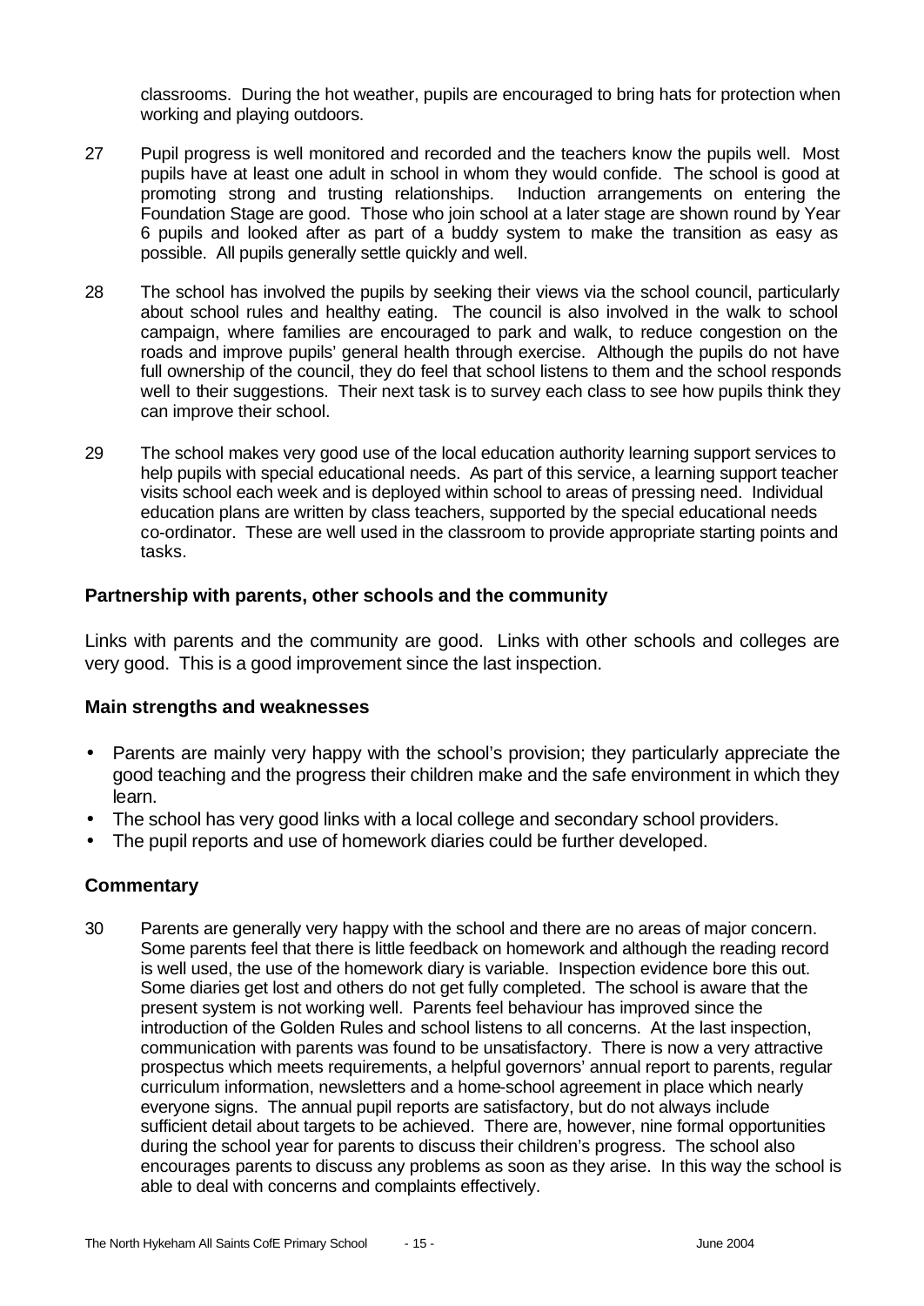classrooms. During the hot weather, pupils are encouraged to bring hats for protection when working and playing outdoors.

27 Pupil progress is well monitored and recorded and the teachers know the pupils well. Most pupils have at least one adult in school in whom they would confide. The school is good at promoting strong and trusting relationships. Induction arrangements on entering the Foundation Stage are good. Those who join school at a later stage are shown round by Year 6 pupils and looked after as part of a buddy system to make the transition as easy as possible. All pupils generally settle quickly and well.

28 The school has involved the pupils by seeking their views via the school council, particularly about school rules and healthy eating. The council is also involved in the walk to school campaign, where families are encouraged to park and walk, to reduce congestion on the roads and improve pupils' general health through exercise. Although the pupils do not have full ownership of the council, they do feel that school listens to them and the school responds well to their suggestions. Their next task is to survey each class to see how pupils think they can improve their school.

29 The school makes very good use of the local education authority learning support services to help pupils with special educational needs. As part of this service, a learning support teacher visits school each week and is deployed within school to areas of pressing need. Individual education plans are written by class teachers, supported by the special educational needs co-ordinator. These are well used in the classroom to provide appropriate starting points and tasks.

### Partnership with parents, other schools and the community

Links with parents and the community are good. Links with other schools and colleges are very good. This is a good improvement since the last inspection.

### Main strengths and weaknesses

- Parents are mainly very happy with the school's provision; they particularly appreciate the good teaching and the progress their children make and the safe environment in which they learn.
- The school has very good links with a local college and secondary school providers.
- The pupil reports and use of homework diaries could be further developed.

### Commentary

30 Parents are generally very happy with the school and there are no areas of major concern. Some parents feel that there is little feedback on homework and although the reading record is well used, the use of the homework diary is variable. Inspection evidence bore this out. Some diaries get lost and others do not get fully completed. The school is aware that the present system is not working well. Parents feel behaviour has improved since the introduction of the Golden Rules and school listens to all concerns. At the last inspection, communication with parents was found to be unsatisfactory. There is now a very attractive prospectus which meets requirements, a helpful governors' annual report to parents, regular curriculum information, newsletters and a home-school agreement in place which nearly everyone signs. The annual pupil reports are satisfactory, but do not always include sufficient detail about targets to be achieved. There are, however, nine formal opportunities during the school year for parents to discuss their children's progress. The school also encourages parents to discuss any problems as soon as they arise. In this way the school is able to deal with concerns and complaints effectively.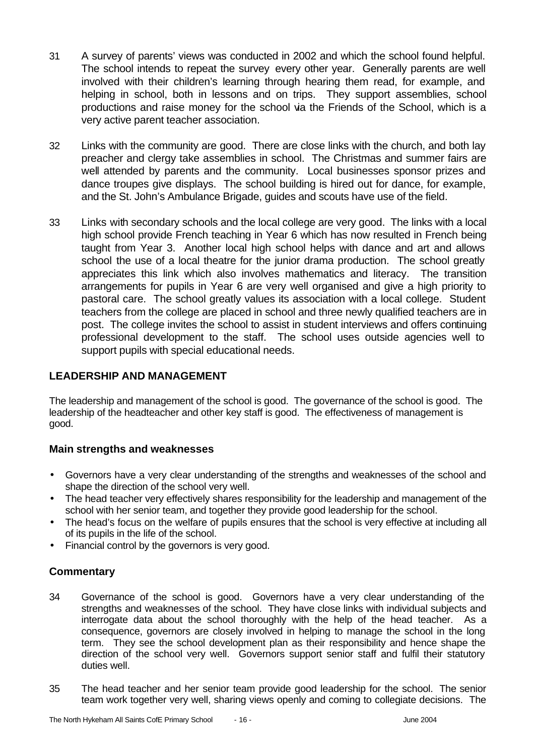31 A survey of parents' views was conducted in 2002 and which the school found helpful. The school intends to repeat the survey every other year. Generally parents are well involved with their children's learning through hearing them read, for example, and helping in school, both in lessons and on trips. They support assemblies, school productions and raise money for the school via the Friends of the School, which is a very active parent teacher association.

32 Links with the community are good. There are close links with the church, and both lay preacher and clergy take assemblies in school. The Christmas and summer fairs are well attended by parents and the community. Local businesses sponsor prizes and dance troupes give displays. The school building is hired out for dance, for example, and the St. John's Ambulance Brigade, guides and scouts have use of the field.

33 Links with secondary schools and the local college are very good. The links with a local high school provide French teaching in Year 6 which has now resulted in French being taught from Year 3. Another local high school helps with dance and art and allows school the use of a local theatre for the junior drama production. The school greatly appreciates this link which also involves mathematics and literacy. The transition arrangements for pupils in Year 6 are very well organised and give a high priority to pastoral care. The school greatly values its association with a local college. Student teachers from the college are placed in school and three newly qualified teachers are in post. The college invites the school to assist in student interviews and offers continuing professional development to the staff. The school uses outside agencies well to support pupils with special educational needs.

## LEADERSHIP AND MANAGEMENT

The leadership and management of the school is good. The governance of the school is good. The leadership of the headteacher and other key staff is good. The effectiveness of management is good.

### Main strengths and weaknesses

- Governors have a very clear understanding of the strengths and weaknesses of the school and shape the direction of the school very well.
- The head teacher very effectively shares responsibility for the leadership and management of the school with her senior team, and together they provide good leadership for the school.
- The head's focus on the welfare of pupils ensures that the school is very effective at including all of its pupils in the life of the school.
- Financial control by the governors is very good.

### Commentary

34 Governance of the school is good. Governors have a very clear understanding of the strengths and weaknesses of the school. They have close links with individual subjects and interrogate data about the school thoroughly with the help of the head teacher. As a consequence, governors are closely involved in helping to manage the school in the long term. They see the school development plan as their responsibility and hence shape the direction of the school very well. Governors support senior staff and fulfil their statutory duties well.

35 The head teacher and her senior team provide good leadership for the school. The senior team work together very well, sharing views openly and coming to collegiate decisions. The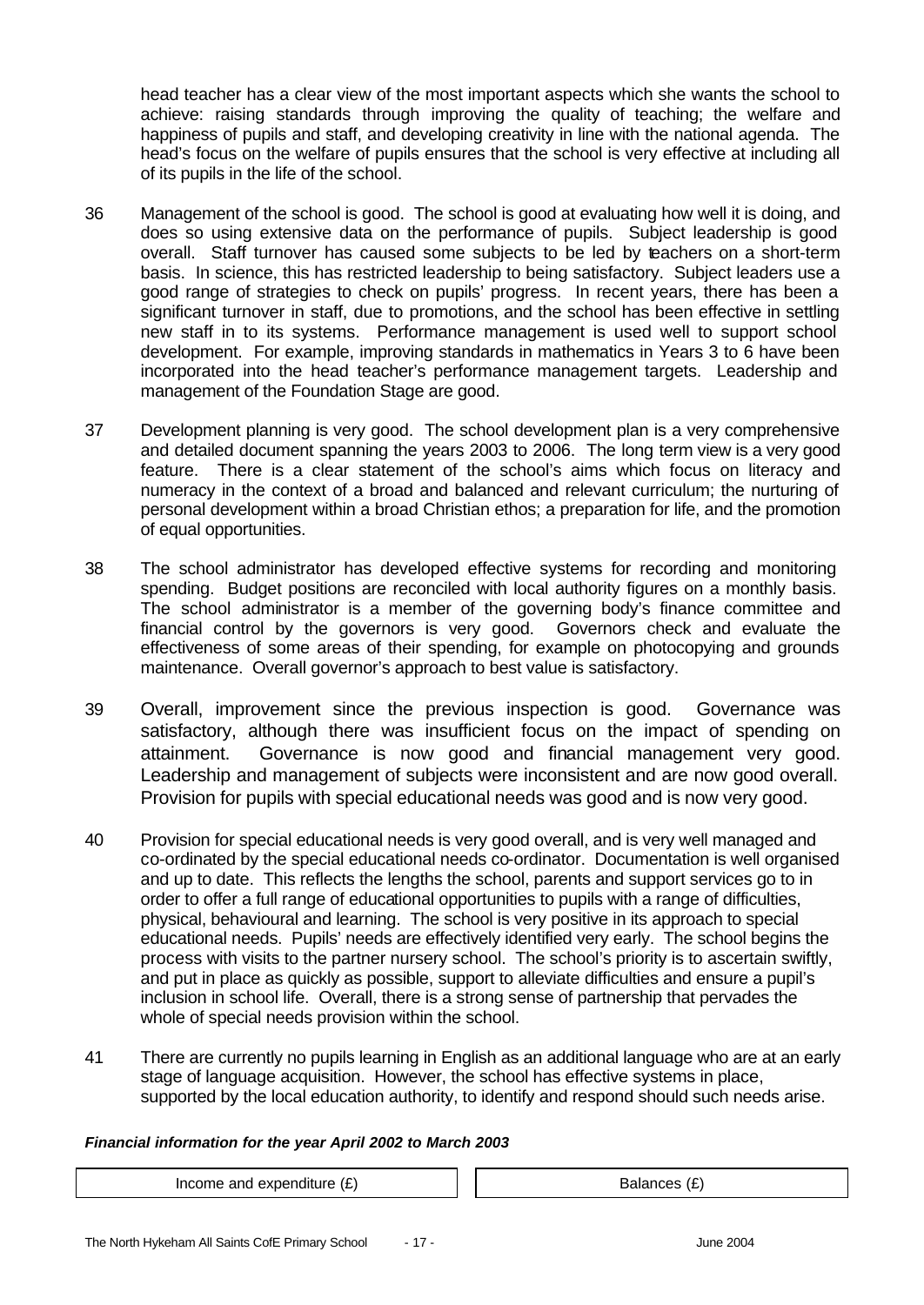head teacher has a clear view of the most important aspects which she wants the school to achieve: raising standards through improving the quality of teaching; the welfare and happiness of pupils and staff, and developing creativity in line with the national agenda. The head's focus on the welfare of pupils ensures that the school is very effective at including all of its pupils in the life of the school.

36 Management of the school is good. The school is good at evaluating how well it is doing, and does so using extensive data on the performance of pupils. Subject leadership is good overall. Staff turnover has caused some subjects to be led by teachers on a short-term basis. In science, this has restricted leadership to being satisfactory. Subject leaders use a good range of strategies to check on pupils' progress. In recent years, there has been a significant turnover in staff, due to promotions, and the school has been effective in settling new staff in to its systems. Performance management is used well to support school development. For example, improving standards in mathematics in Years 3 to 6 have been incorporated into the head teacher's performance management targets. Leadership and management of the Foundation Stage are good.

37 Development planning is very good. The school development plan is a very comprehensive and detailed document spanning the years 2003 to 2006. The long term view is a very good feature. There is a clear statement of the school's aims which focus on literacy and numeracy in the context of a broad and balanced and relevant curriculum; the nurturing of personal development within a broad Christian ethos; a preparation for life, and the promotion of equal opportunities.

38 The school administrator has developed effective systems for recording and monitoring spending. Budget positions are reconciled with local authority figures on a monthly basis. The school administrator is a member of the governing body's finance committee and financial control by the governors is very good. Governors check and evaluate the effectiveness of some areas of their spending, for example on photocopying and grounds maintenance. Overall governor's approach to best value is satisfactory.

39 Overall, improvement since the previous inspection is good. Governance was satisfactory, although there was insufficient focus on the impact of spending on attainment. Governance is now good and financial management very good. Leadership and management of subjects were inconsistent and are now good overall. Provision for pupils with special educational needs was good and is now very good.

40 Provision for special educational needs is very good overall, and is very well managed and co-ordinated by the special educational needs co-ordinator. Documentation is well organised and up to date. This reflects the lengths the school, parents and support services go to in order to offer a full range of educational opportunities to pupils with a range of difficulties, physical, behavioural and learning. The school is very positive in its approach to special educational needs. Pupils' needs are effectively identified very early. The school begins the process with visits to the partner nursery school. The school's priority is to ascertain swiftly, and put in place as quickly as possible, support to alleviate difficulties and ensure a pupil's inclusion in school life. Overall, there is a strong sense of partnership that pervades the whole of special needs provision within the school.

41 There are currently no pupils learning in English as an additional language who are at an early stage of language acquisition. However, the school has effective systems in place, supported by the local education authority, to identify and respond should such needs arise.

***Financial information for the year April 2002 to March 2003***

| Income and expenditure (£) | Balances (£) |
| --- | --- |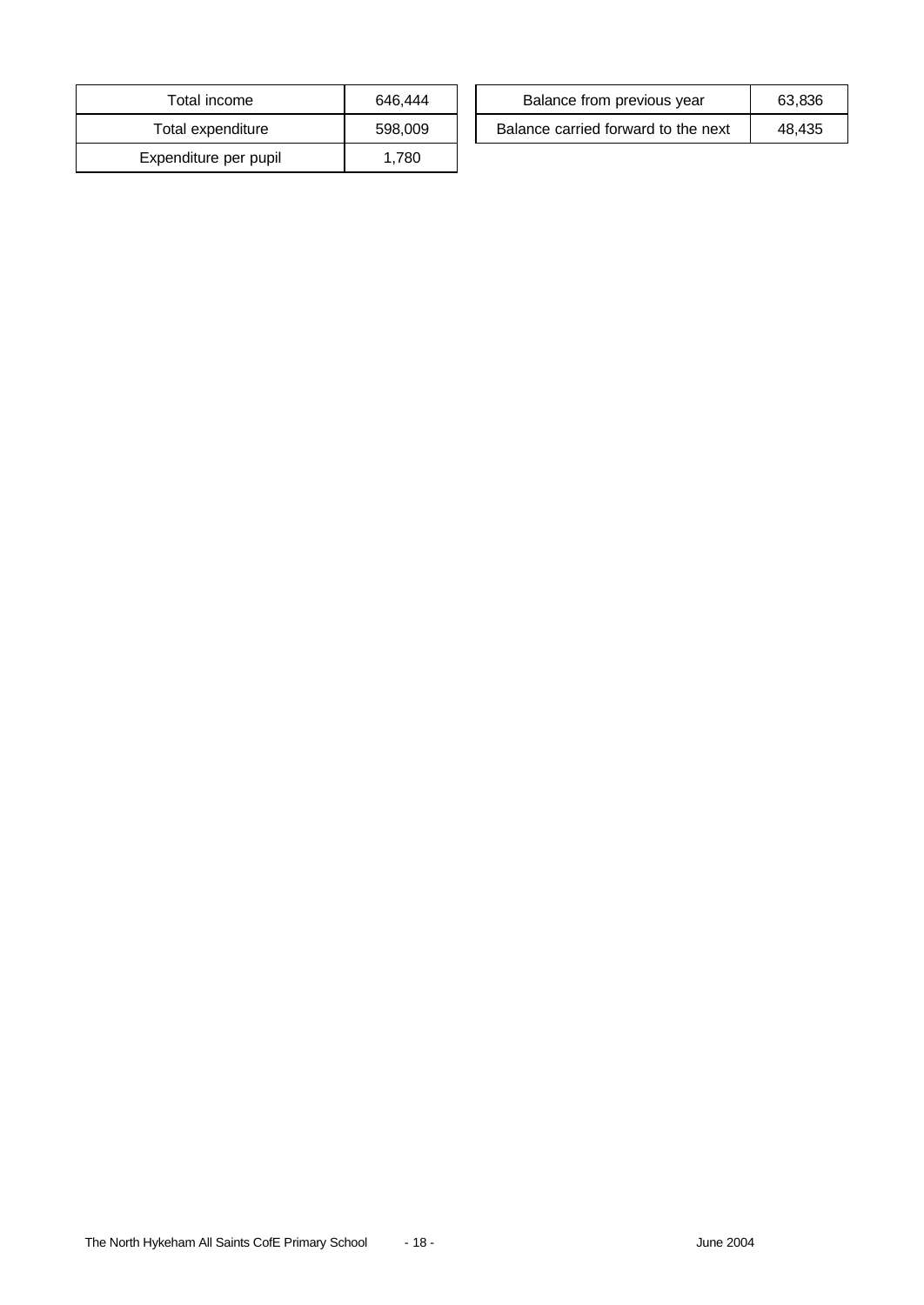| Total income | 646,444 |
|---|---|
| Total expenditure | 598,009 |
| Expenditure per pupil | 1,780 |

| Balance from previous year | 63,836 |
|---|---|
| Balance carried forward to the next | 48,435 |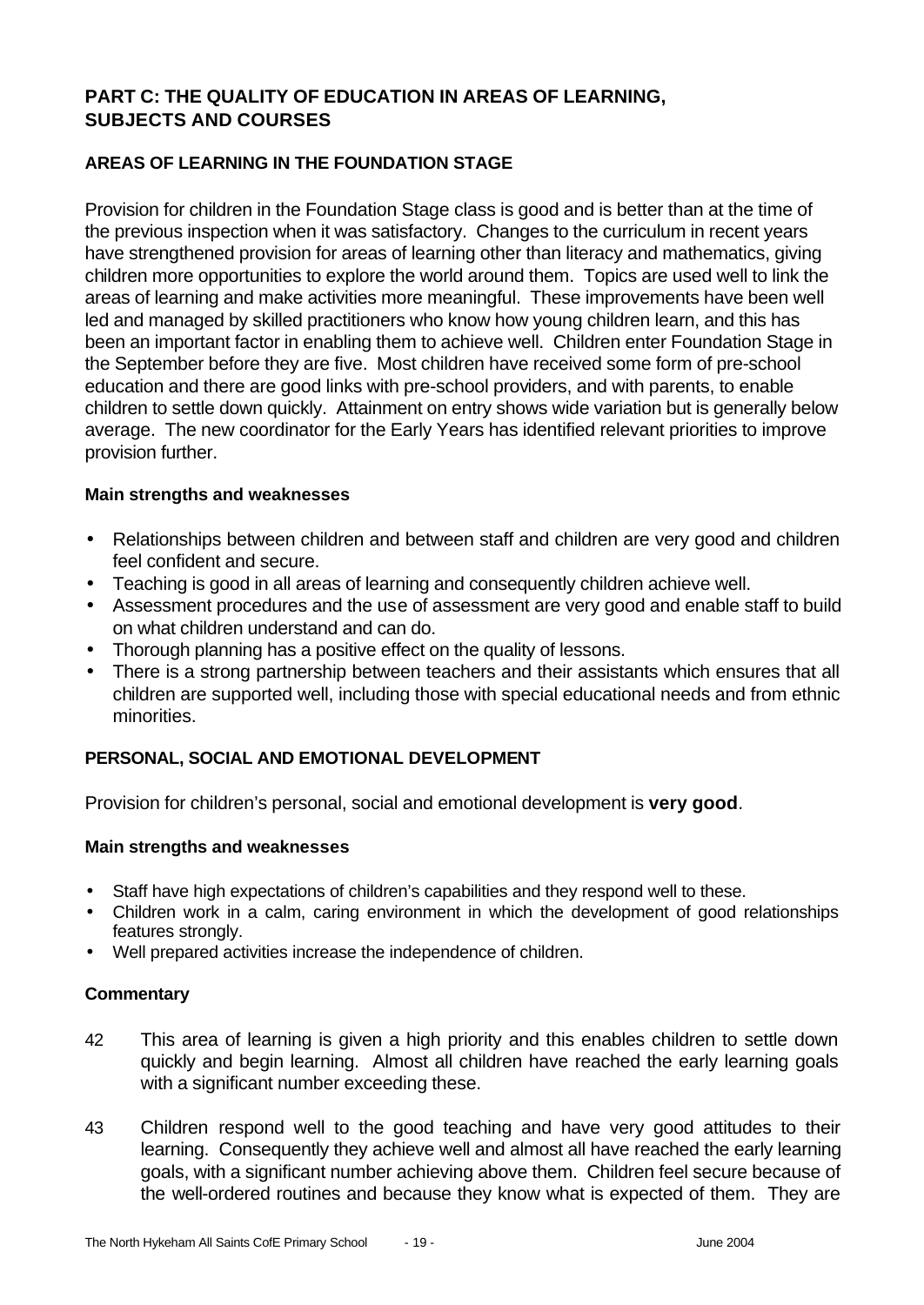## PART C: THE QUALITY OF EDUCATION IN AREAS OF LEARNING, SUBJECTS AND COURSES

### AREAS OF LEARNING IN THE FOUNDATION STAGE

Provision for children in the Foundation Stage class is good and is better than at the time of the previous inspection when it was satisfactory. Changes to the curriculum in recent years have strengthened provision for areas of learning other than literacy and mathematics, giving children more opportunities to explore the world around them. Topics are used well to link the areas of learning and make activities more meaningful. These improvements have been well led and managed by skilled practitioners who know how young children learn, and this has been an important factor in enabling them to achieve well. Children enter Foundation Stage in the September before they are five. Most children have received some form of pre-school education and there are good links with pre-school providers, and with parents, to enable children to settle down quickly. Attainment on entry shows wide variation but is generally below average. The new coordinator for the Early Years has identified relevant priorities to improve provision further.

**Main strengths and weaknesses**

- Relationships between children and between staff and children are very good and children feel confident and secure.
- Teaching is good in all areas of learning and consequently children achieve well.
- Assessment procedures and the use of assessment are very good and enable staff to build on what children understand and can do.
- Thorough planning has a positive effect on the quality of lessons.
- There is a strong partnership between teachers and their assistants which ensures that all children are supported well, including those with special educational needs and from ethnic minorities.

### PERSONAL, SOCIAL AND EMOTIONAL DEVELOPMENT

Provision for children's personal, social and emotional development is **very good**.

**Main strengths and weaknesses**

- Staff have high expectations of children's capabilities and they respond well to these.
- Children work in a calm, caring environment in which the development of good relationships features strongly.
- Well prepared activities increase the independence of children.

**Commentary**

42 This area of learning is given a high priority and this enables children to settle down quickly and begin learning. Almost all children have reached the early learning goals with a significant number exceeding these.

43 Children respond well to the good teaching and have very good attitudes to their learning. Consequently they achieve well and almost all have reached the early learning goals, with a significant number achieving above them. Children feel secure because of the well-ordered routines and because they know what is expected of them. They are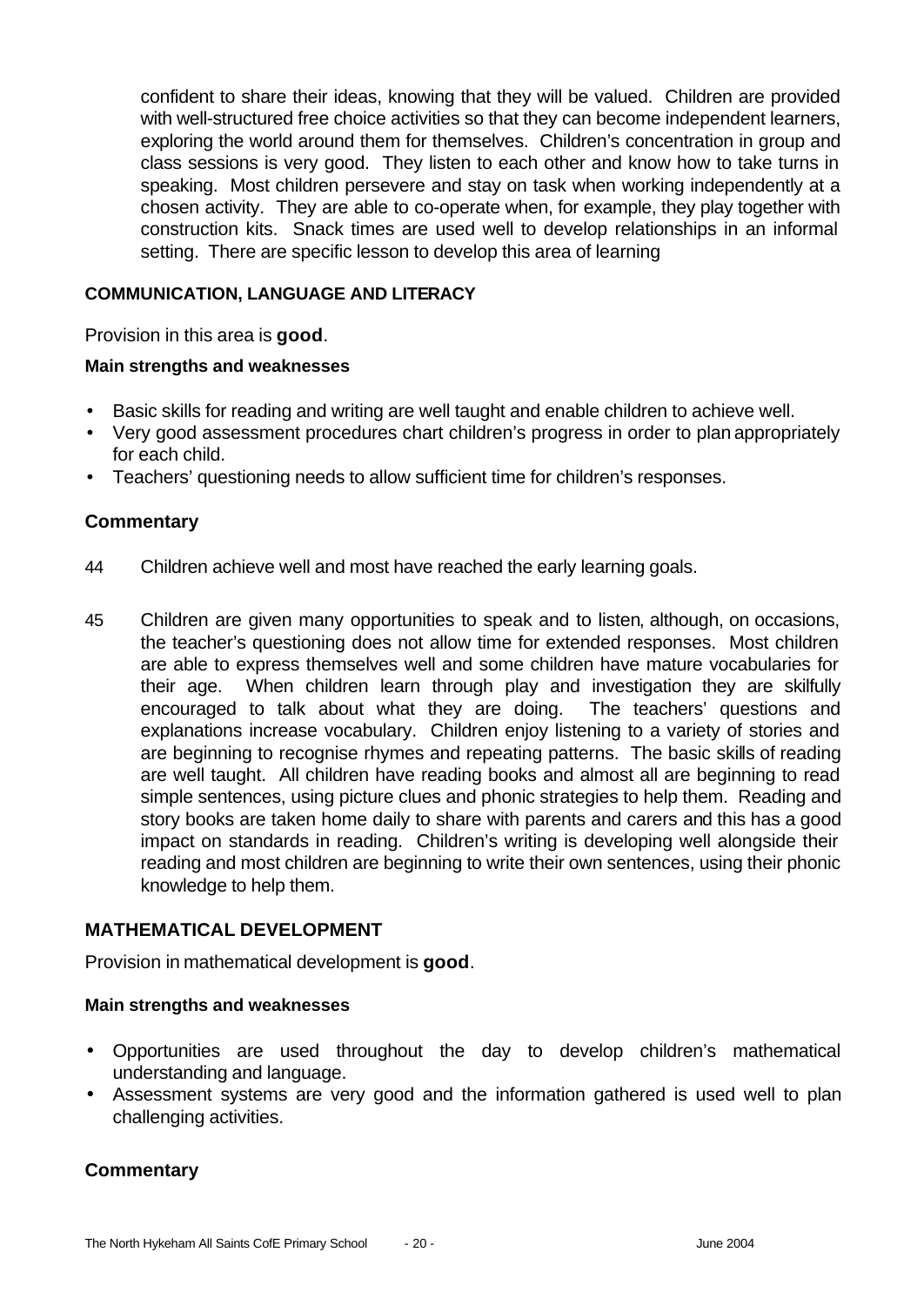confident to share their ideas, knowing that they will be valued. Children are provided with well-structured free choice activities so that they can become independent learners, exploring the world around them for themselves. Children's concentration in group and class sessions is very good. They listen to each other and know how to take turns in speaking. Most children persevere and stay on task when working independently at a chosen activity. They are able to co-operate when, for example, they play together with construction kits. Snack times are used well to develop relationships in an informal setting. There are specific lesson to develop this area of learning

#### COMMUNICATION, LANGUAGE AND LITERACY

Provision in this area is **good**.

**Main strengths and weaknesses**

- Basic skills for reading and writing are well taught and enable children to achieve well.
- Very good assessment procedures chart children's progress in order to plan appropriately for each child.
- Teachers' questioning needs to allow sufficient time for children's responses.

### Commentary

44 Children achieve well and most have reached the early learning goals.

45 Children are given many opportunities to speak and to listen, although, on occasions, the teacher's questioning does not allow time for extended responses. Most children are able to express themselves well and some children have mature vocabularies for their age. When children learn through play and investigation they are skilfully encouraged to talk about what they are doing. The teachers' questions and explanations increase vocabulary. Children enjoy listening to a variety of stories and are beginning to recognise rhymes and repeating patterns. The basic skills of reading are well taught. All children have reading books and almost all are beginning to read simple sentences, using picture clues and phonic strategies to help them. Reading and story books are taken home daily to share with parents and carers and this has a good impact on standards in reading. Children's writing is developing well alongside their reading and most children are beginning to write their own sentences, using their phonic knowledge to help them.

### MATHEMATICAL DEVELOPMENT

Provision in mathematical development is **good**.

**Main strengths and weaknesses**

- Opportunities are used throughout the day to develop children's mathematical understanding and language.
- Assessment systems are very good and the information gathered is used well to plan challenging activities.

### Commentary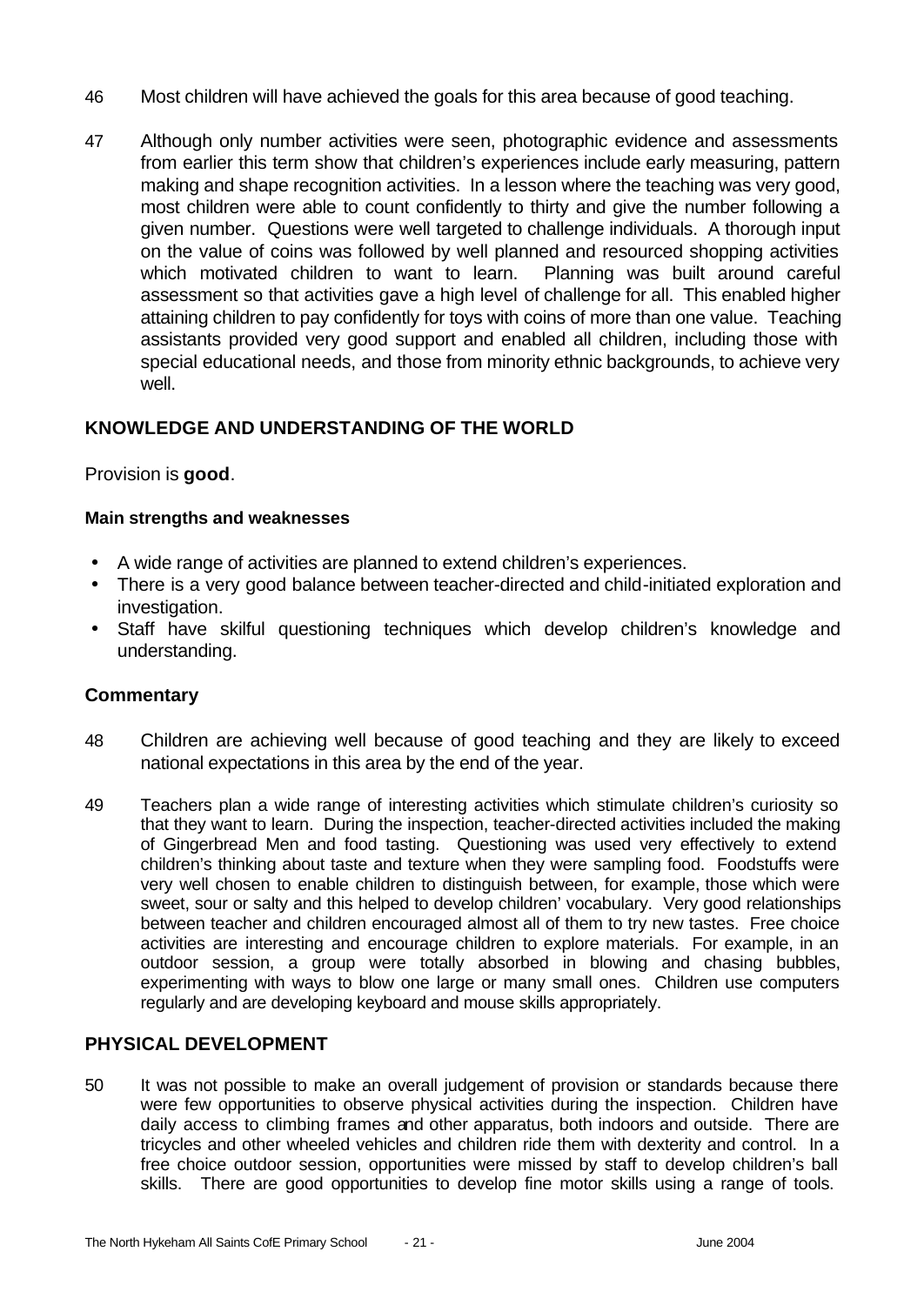46 Most children will have achieved the goals for this area because of good teaching.

47 Although only number activities were seen, photographic evidence and assessments from earlier this term show that children's experiences include early measuring, pattern making and shape recognition activities. In a lesson where the teaching was very good, most children were able to count confidently to thirty and give the number following a given number. Questions were well targeted to challenge individuals. A thorough input on the value of coins was followed by well planned and resourced shopping activities which motivated children to want to learn. Planning was built around careful assessment so that activities gave a high level of challenge for all. This enabled higher attaining children to pay confidently for toys with coins of more than one value. Teaching assistants provided very good support and enabled all children, including those with special educational needs, and those from minority ethnic backgrounds, to achieve very well.

## KNOWLEDGE AND UNDERSTANDING OF THE WORLD

Provision is **good**.

### Main strengths and weaknesses

- A wide range of activities are planned to extend children's experiences.
- There is a very good balance between teacher-directed and child-initiated exploration and investigation.
- Staff have skilful questioning techniques which develop children's knowledge and understanding.

### Commentary

48 Children are achieving well because of good teaching and they are likely to exceed national expectations in this area by the end of the year.

49 Teachers plan a wide range of interesting activities which stimulate children's curiosity so that they want to learn. During the inspection, teacher-directed activities included the making of Gingerbread Men and food tasting. Questioning was used very effectively to extend children's thinking about taste and texture when they were sampling food. Foodstuffs were very well chosen to enable children to distinguish between, for example, those which were sweet, sour or salty and this helped to develop children' vocabulary. Very good relationships between teacher and children encouraged almost all of them to try new tastes. Free choice activities are interesting and encourage children to explore materials. For example, in an outdoor session, a group were totally absorbed in blowing and chasing bubbles, experimenting with ways to blow one large or many small ones. Children use computers regularly and are developing keyboard and mouse skills appropriately.

## PHYSICAL DEVELOPMENT

50 It was not possible to make an overall judgement of provision or standards because there were few opportunities to observe physical activities during the inspection. Children have daily access to climbing frames and other apparatus, both indoors and outside. There are tricycles and other wheeled vehicles and children ride them with dexterity and control. In a free choice outdoor session, opportunities were missed by staff to develop children's ball skills. There are good opportunities to develop fine motor skills using a range of tools.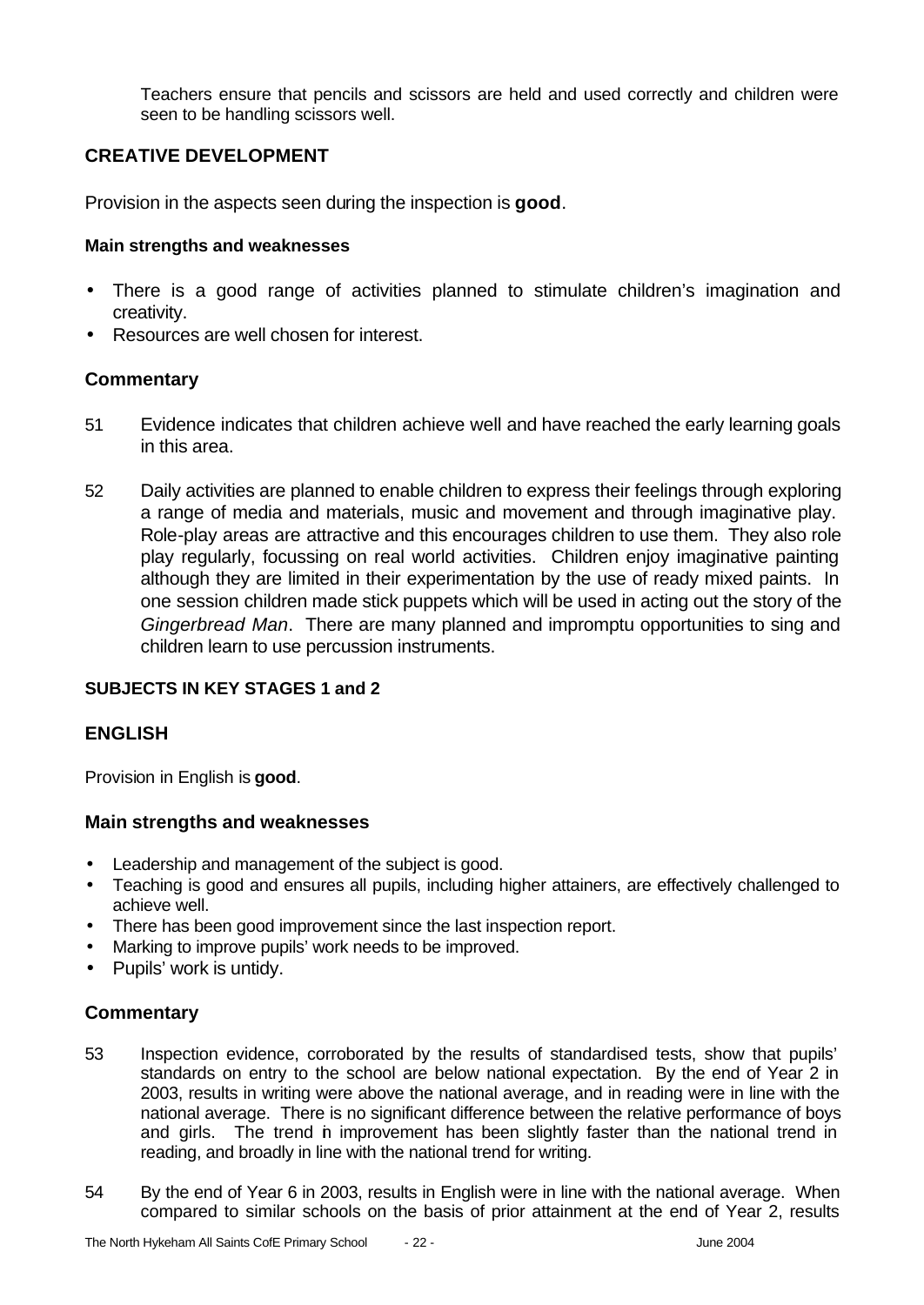Teachers ensure that pencils and scissors are held and used correctly and children were seen to be handling scissors well.

### CREATIVE DEVELOPMENT

Provision in the aspects seen during the inspection is **good**.

#### Main strengths and weaknesses

- There is a good range of activities planned to stimulate children's imagination and creativity.
- Resources are well chosen for interest.

### Commentary

51 Evidence indicates that children achieve well and have reached the early learning goals in this area.

52 Daily activities are planned to enable children to express their feelings through exploring a range of media and materials, music and movement and through imaginative play. Role-play areas are attractive and this encourages children to use them. They also role play regularly, focussing on real world activities. Children enjoy imaginative painting although they are limited in their experimentation by the use of ready mixed paints. In one session children made stick puppets which will be used in acting out the story of the *Gingerbread Man*. There are many planned and impromptu opportunities to sing and children learn to use percussion instruments.

## SUBJECTS IN KEY STAGES 1 and 2

### ENGLISH

Provision in English is **good**.

### Main strengths and weaknesses

- Leadership and management of the subject is good.
- Teaching is good and ensures all pupils, including higher attainers, are effectively challenged to achieve well.
- There has been good improvement since the last inspection report.
- Marking to improve pupils' work needs to be improved.
- Pupils' work is untidy.

### Commentary

53 Inspection evidence, corroborated by the results of standardised tests, show that pupils' standards on entry to the school are below national expectation. By the end of Year 2 in 2003, results in writing were above the national average, and in reading were in line with the national average. There is no significant difference between the relative performance of boys and girls. The trend in improvement has been slightly faster than the national trend in reading, and broadly in line with the national trend for writing.

54 By the end of Year 6 in 2003, results in English were in line with the national average. When compared to similar schools on the basis of prior attainment at the end of Year 2, results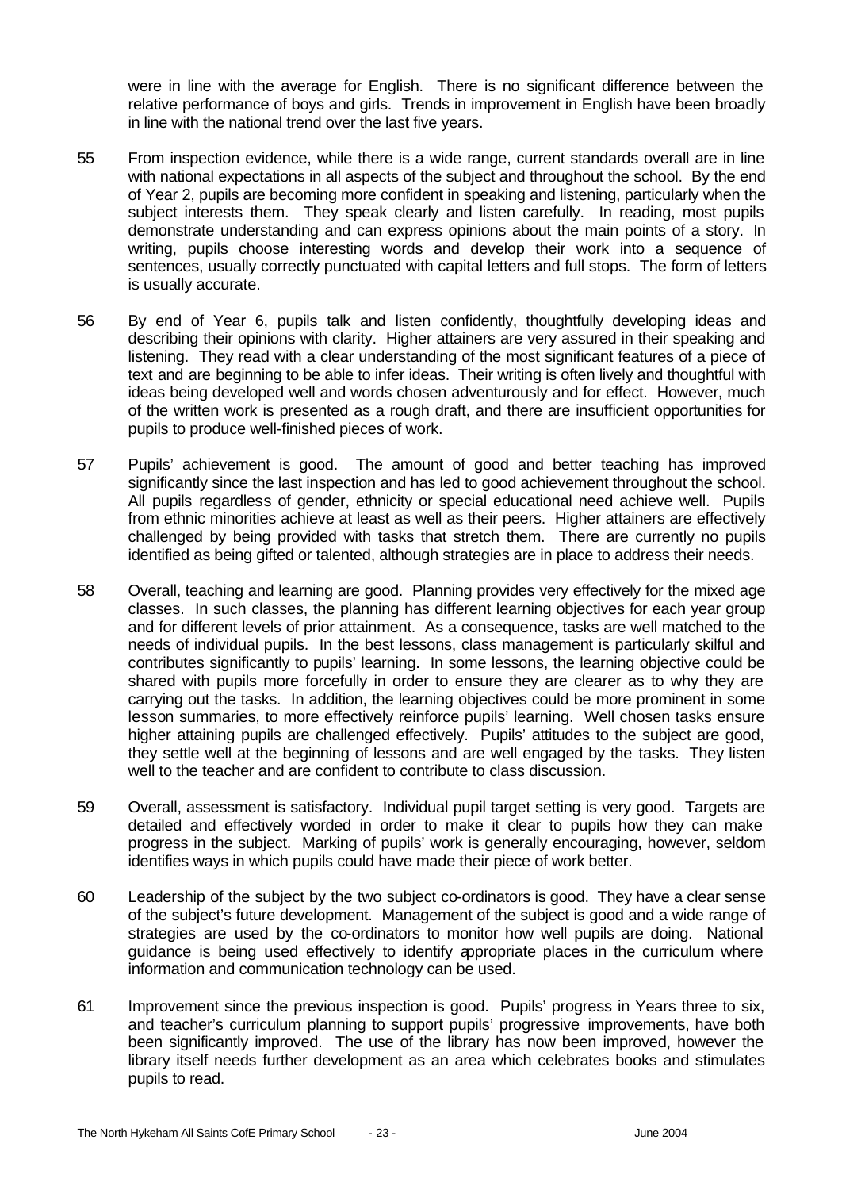were in line with the average for English. There is no significant difference between the relative performance of boys and girls. Trends in improvement in English have been broadly in line with the national trend over the last five years.

55 From inspection evidence, while there is a wide range, current standards overall are in line with national expectations in all aspects of the subject and throughout the school. By the end of Year 2, pupils are becoming more confident in speaking and listening, particularly when the subject interests them. They speak clearly and listen carefully. In reading, most pupils demonstrate understanding and can express opinions about the main points of a story. In writing, pupils choose interesting words and develop their work into a sequence of sentences, usually correctly punctuated with capital letters and full stops. The form of letters is usually accurate.

56 By end of Year 6, pupils talk and listen confidently, thoughtfully developing ideas and describing their opinions with clarity. Higher attainers are very assured in their speaking and listening. They read with a clear understanding of the most significant features of a piece of text and are beginning to be able to infer ideas. Their writing is often lively and thoughtful with ideas being developed well and words chosen adventurously and for effect. However, much of the written work is presented as a rough draft, and there are insufficient opportunities for pupils to produce well-finished pieces of work.

57 Pupils' achievement is good. The amount of good and better teaching has improved significantly since the last inspection and has led to good achievement throughout the school. All pupils regardless of gender, ethnicity or special educational need achieve well. Pupils from ethnic minorities achieve at least as well as their peers. Higher attainers are effectively challenged by being provided with tasks that stretch them. There are currently no pupils identified as being gifted or talented, although strategies are in place to address their needs.

58 Overall, teaching and learning are good. Planning provides very effectively for the mixed age classes. In such classes, the planning has different learning objectives for each year group and for different levels of prior attainment. As a consequence, tasks are well matched to the needs of individual pupils. In the best lessons, class management is particularly skilful and contributes significantly to pupils' learning. In some lessons, the learning objective could be shared with pupils more forcefully in order to ensure they are clearer as to why they are carrying out the tasks. In addition, the learning objectives could be more prominent in some lesson summaries, to more effectively reinforce pupils' learning. Well chosen tasks ensure higher attaining pupils are challenged effectively. Pupils' attitudes to the subject are good, they settle well at the beginning of lessons and are well engaged by the tasks. They listen well to the teacher and are confident to contribute to class discussion.

59 Overall, assessment is satisfactory. Individual pupil target setting is very good. Targets are detailed and effectively worded in order to make it clear to pupils how they can make progress in the subject. Marking of pupils' work is generally encouraging, however, seldom identifies ways in which pupils could have made their piece of work better.

60 Leadership of the subject by the two subject co-ordinators is good. They have a clear sense of the subject's future development. Management of the subject is good and a wide range of strategies are used by the co-ordinators to monitor how well pupils are doing. National guidance is being used effectively to identify appropriate places in the curriculum where information and communication technology can be used.

61 Improvement since the previous inspection is good. Pupils' progress in Years three to six, and teacher's curriculum planning to support pupils' progressive improvements, have both been significantly improved. The use of the library has now been improved, however the library itself needs further development as an area which celebrates books and stimulates pupils to read.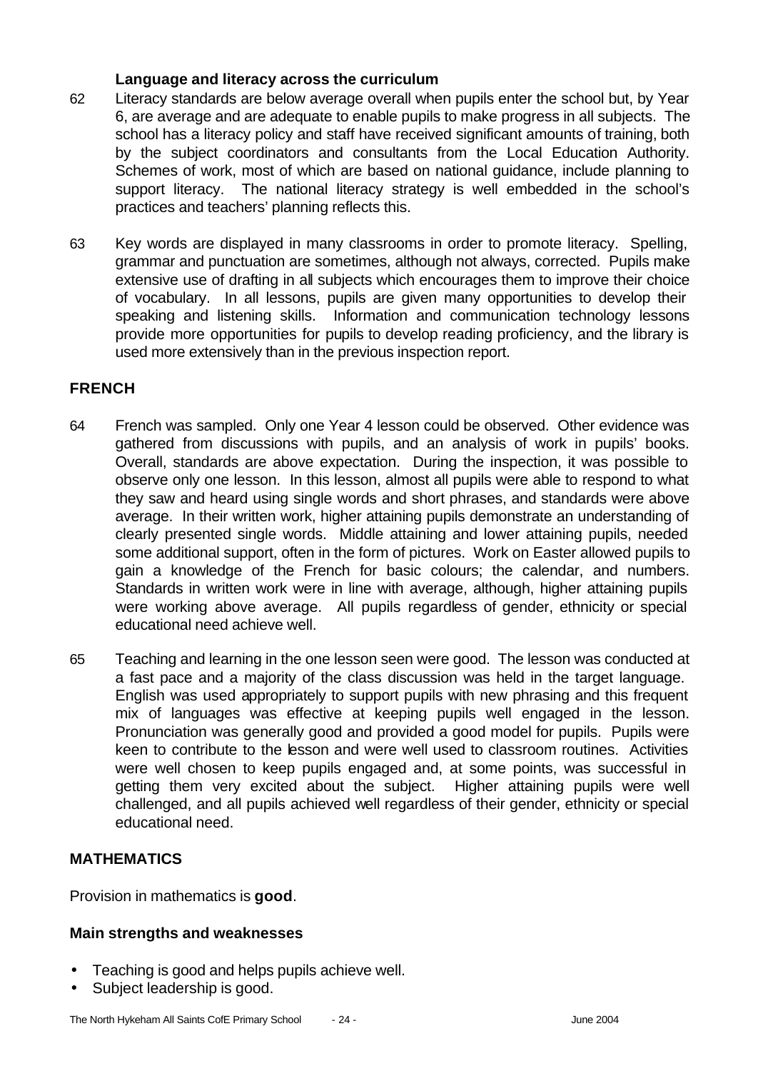### Language and literacy across the curriculum

62 Literacy standards are below average overall when pupils enter the school but, by Year 6, are average and are adequate to enable pupils to make progress in all subjects. The school has a literacy policy and staff have received significant amounts of training, both by the subject coordinators and consultants from the Local Education Authority. Schemes of work, most of which are based on national guidance, include planning to support literacy. The national literacy strategy is well embedded in the school's practices and teachers' planning reflects this.

63 Key words are displayed in many classrooms in order to promote literacy. Spelling, grammar and punctuation are sometimes, although not always, corrected. Pupils make extensive use of drafting in all subjects which encourages them to improve their choice of vocabulary. In all lessons, pupils are given many opportunities to develop their speaking and listening skills. Information and communication technology lessons provide more opportunities for pupils to develop reading proficiency, and the library is used more extensively than in the previous inspection report.

## FRENCH

64 French was sampled. Only one Year 4 lesson could be observed. Other evidence was gathered from discussions with pupils, and an analysis of work in pupils' books. Overall, standards are above expectation. During the inspection, it was possible to observe only one lesson. In this lesson, almost all pupils were able to respond to what they saw and heard using single words and short phrases, and standards were above average. In their written work, higher attaining pupils demonstrate an understanding of clearly presented single words. Middle attaining and lower attaining pupils, needed some additional support, often in the form of pictures. Work on Easter allowed pupils to gain a knowledge of the French for basic colours; the calendar, and numbers. Standards in written work were in line with average, although, higher attaining pupils were working above average. All pupils regardless of gender, ethnicity or special educational need achieve well.

65 Teaching and learning in the one lesson seen were good. The lesson was conducted at a fast pace and a majority of the class discussion was held in the target language. English was used appropriately to support pupils with new phrasing and this frequent mix of languages was effective at keeping pupils well engaged in the lesson. Pronunciation was generally good and provided a good model for pupils. Pupils were keen to contribute to the lesson and were well used to classroom routines. Activities were well chosen to keep pupils engaged and, at some points, was successful in getting them very excited about the subject. Higher attaining pupils were well challenged, and all pupils achieved well regardless of their gender, ethnicity or special educational need.

## MATHEMATICS

Provision in mathematics is **good**.

### Main strengths and weaknesses

- Teaching is good and helps pupils achieve well.
- Subject leadership is good.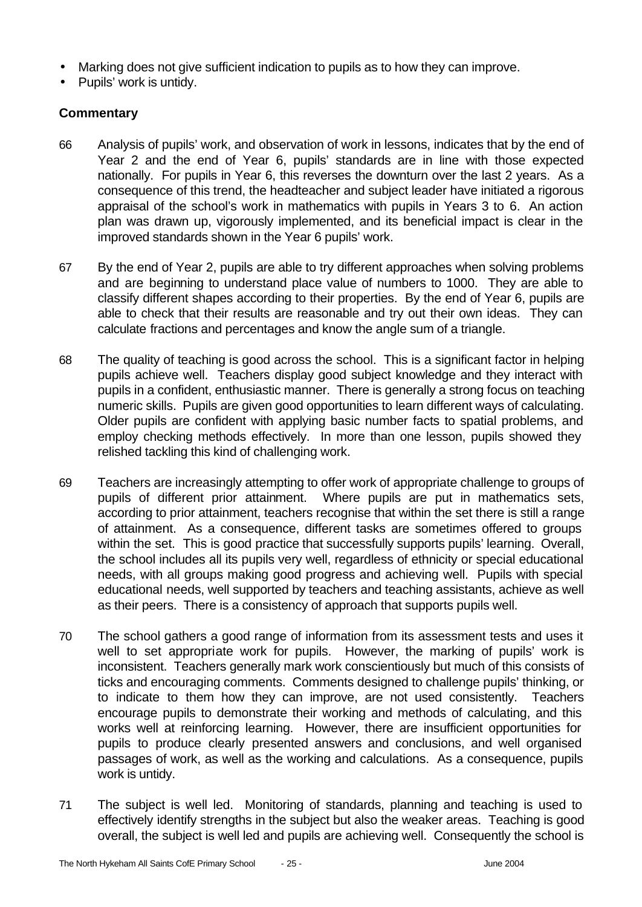- Marking does not give sufficient indication to pupils as to how they can improve.
- Pupils' work is untidy.

**Commentary**

66 Analysis of pupils' work, and observation of work in lessons, indicates that by the end of Year 2 and the end of Year 6, pupils' standards are in line with those expected nationally. For pupils in Year 6, this reverses the downturn over the last 2 years. As a consequence of this trend, the headteacher and subject leader have initiated a rigorous appraisal of the school's work in mathematics with pupils in Years 3 to 6. An action plan was drawn up, vigorously implemented, and its beneficial impact is clear in the improved standards shown in the Year 6 pupils' work.

67 By the end of Year 2, pupils are able to try different approaches when solving problems and are beginning to understand place value of numbers to 1000. They are able to classify different shapes according to their properties. By the end of Year 6, pupils are able to check that their results are reasonable and try out their own ideas. They can calculate fractions and percentages and know the angle sum of a triangle.

68 The quality of teaching is good across the school. This is a significant factor in helping pupils achieve well. Teachers display good subject knowledge and they interact with pupils in a confident, enthusiastic manner. There is generally a strong focus on teaching numeric skills. Pupils are given good opportunities to learn different ways of calculating. Older pupils are confident with applying basic number facts to spatial problems, and employ checking methods effectively. In more than one lesson, pupils showed they relished tackling this kind of challenging work.

69 Teachers are increasingly attempting to offer work of appropriate challenge to groups of pupils of different prior attainment. Where pupils are put in mathematics sets, according to prior attainment, teachers recognise that within the set there is still a range of attainment. As a consequence, different tasks are sometimes offered to groups within the set. This is good practice that successfully supports pupils' learning. Overall, the school includes all its pupils very well, regardless of ethnicity or special educational needs, with all groups making good progress and achieving well. Pupils with special educational needs, well supported by teachers and teaching assistants, achieve as well as their peers. There is a consistency of approach that supports pupils well.

70 The school gathers a good range of information from its assessment tests and uses it well to set appropriate work for pupils. However, the marking of pupils' work is inconsistent. Teachers generally mark work conscientiously but much of this consists of ticks and encouraging comments. Comments designed to challenge pupils' thinking, or to indicate to them how they can improve, are not used consistently. Teachers encourage pupils to demonstrate their working and methods of calculating, and this works well at reinforcing learning. However, there are insufficient opportunities for pupils to produce clearly presented answers and conclusions, and well organised passages of work, as well as the working and calculations. As a consequence, pupils work is untidy.

71 The subject is well led. Monitoring of standards, planning and teaching is used to effectively identify strengths in the subject but also the weaker areas. Teaching is good overall, the subject is well led and pupils are achieving well. Consequently the school is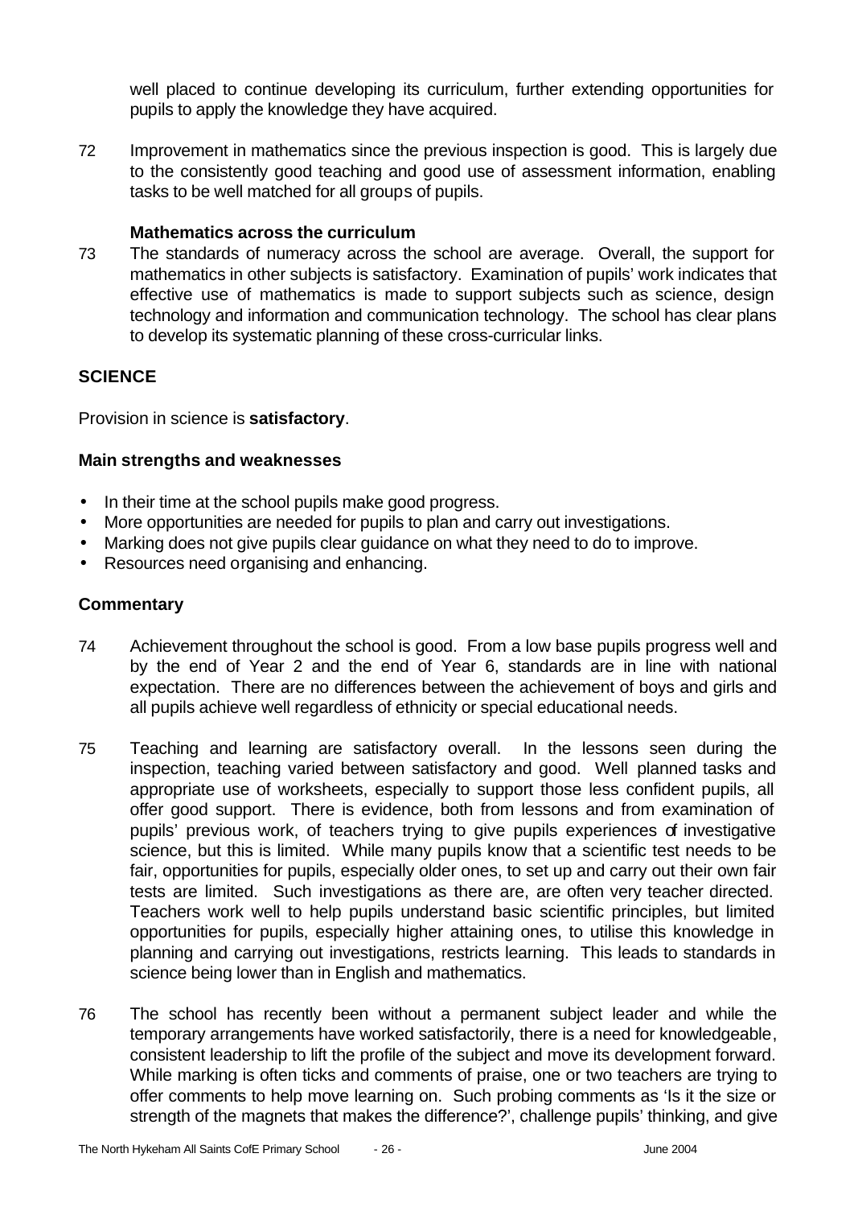well placed to continue developing its curriculum, further extending opportunities for pupils to apply the knowledge they have acquired.

72 Improvement in mathematics since the previous inspection is good. This is largely due to the consistently good teaching and good use of assessment information, enabling tasks to be well matched for all groups of pupils.

**Mathematics across the curriculum**

73 The standards of numeracy across the school are average. Overall, the support for mathematics in other subjects is satisfactory. Examination of pupils' work indicates that effective use of mathematics is made to support subjects such as science, design technology and information and communication technology. The school has clear plans to develop its systematic planning of these cross-curricular links.

## SCIENCE

Provision in science is **satisfactory**.

### Main strengths and weaknesses

- In their time at the school pupils make good progress.
- More opportunities are needed for pupils to plan and carry out investigations.
- Marking does not give pupils clear guidance on what they need to do to improve.
- Resources need organising and enhancing.

### Commentary

74 Achievement throughout the school is good. From a low base pupils progress well and by the end of Year 2 and the end of Year 6, standards are in line with national expectation. There are no differences between the achievement of boys and girls and all pupils achieve well regardless of ethnicity or special educational needs.

75 Teaching and learning are satisfactory overall. In the lessons seen during the inspection, teaching varied between satisfactory and good. Well planned tasks and appropriate use of worksheets, especially to support those less confident pupils, all offer good support. There is evidence, both from lessons and from examination of pupils' previous work, of teachers trying to give pupils experiences of investigative science, but this is limited. While many pupils know that a scientific test needs to be fair, opportunities for pupils, especially older ones, to set up and carry out their own fair tests are limited. Such investigations as there are, are often very teacher directed. Teachers work well to help pupils understand basic scientific principles, but limited opportunities for pupils, especially higher attaining ones, to utilise this knowledge in planning and carrying out investigations, restricts learning. This leads to standards in science being lower than in English and mathematics.

76 The school has recently been without a permanent subject leader and while the temporary arrangements have worked satisfactorily, there is a need for knowledgeable, consistent leadership to lift the profile of the subject and move its development forward. While marking is often ticks and comments of praise, one or two teachers are trying to offer comments to help move learning on. Such probing comments as 'Is it the size or strength of the magnets that makes the difference?', challenge pupils' thinking, and give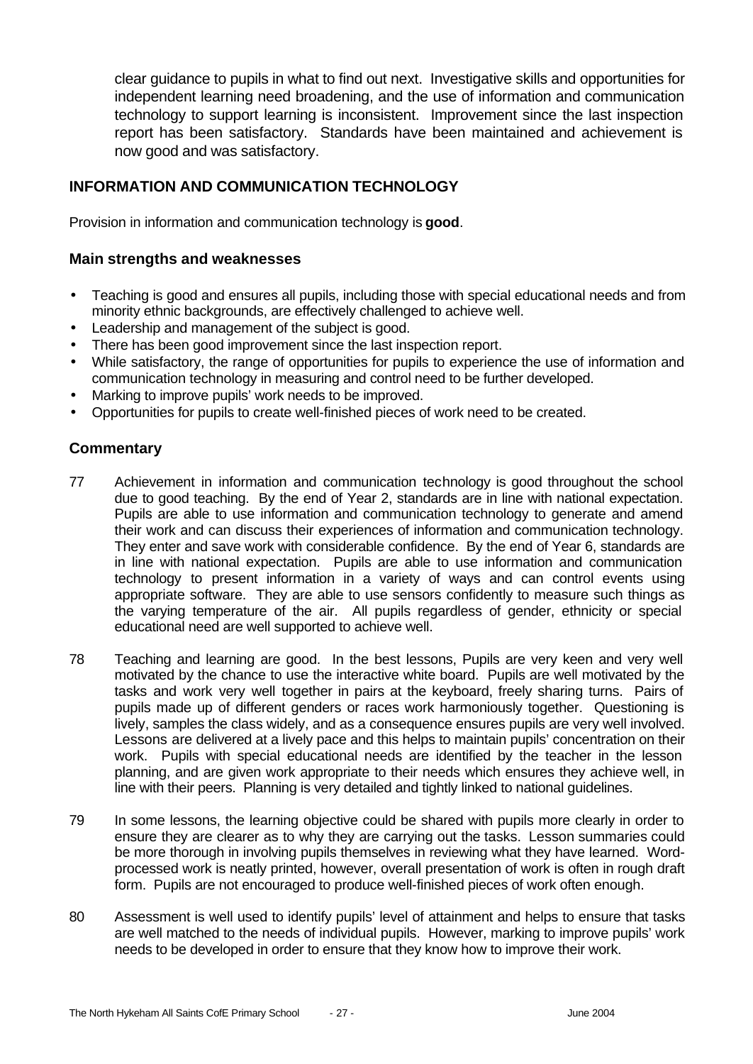clear guidance to pupils in what to find out next. Investigative skills and opportunities for independent learning need broadening, and the use of information and communication technology to support learning is inconsistent. Improvement since the last inspection report has been satisfactory. Standards have been maintained and achievement is now good and was satisfactory.

## INFORMATION AND COMMUNICATION TECHNOLOGY

Provision in information and communication technology is **good**.

### Main strengths and weaknesses

- Teaching is good and ensures all pupils, including those with special educational needs and from minority ethnic backgrounds, are effectively challenged to achieve well.
- Leadership and management of the subject is good.
- There has been good improvement since the last inspection report.
- While satisfactory, the range of opportunities for pupils to experience the use of information and communication technology in measuring and control need to be further developed.
- Marking to improve pupils' work needs to be improved.
- Opportunities for pupils to create well-finished pieces of work need to be created.

### Commentary

77 Achievement in information and communication technology is good throughout the school due to good teaching. By the end of Year 2, standards are in line with national expectation. Pupils are able to use information and communication technology to generate and amend their work and can discuss their experiences of information and communication technology. They enter and save work with considerable confidence. By the end of Year 6, standards are in line with national expectation. Pupils are able to use information and communication technology to present information in a variety of ways and can control events using appropriate software. They are able to use sensors confidently to measure such things as the varying temperature of the air. All pupils regardless of gender, ethnicity or special educational need are well supported to achieve well.

78 Teaching and learning are good. In the best lessons, Pupils are very keen and very well motivated by the chance to use the interactive white board. Pupils are well motivated by the tasks and work very well together in pairs at the keyboard, freely sharing turns. Pairs of pupils made up of different genders or races work harmoniously together. Questioning is lively, samples the class widely, and as a consequence ensures pupils are very well involved. Lessons are delivered at a lively pace and this helps to maintain pupils' concentration on their work. Pupils with special educational needs are identified by the teacher in the lesson planning, and are given work appropriate to their needs which ensures they achieve well, in line with their peers. Planning is very detailed and tightly linked to national guidelines.

79 In some lessons, the learning objective could be shared with pupils more clearly in order to ensure they are clearer as to why they are carrying out the tasks. Lesson summaries could be more thorough in involving pupils themselves in reviewing what they have learned. Word-processed work is neatly printed, however, overall presentation of work is often in rough draft form. Pupils are not encouraged to produce well-finished pieces of work often enough.

80 Assessment is well used to identify pupils' level of attainment and helps to ensure that tasks are well matched to the needs of individual pupils. However, marking to improve pupils' work needs to be developed in order to ensure that they know how to improve their work.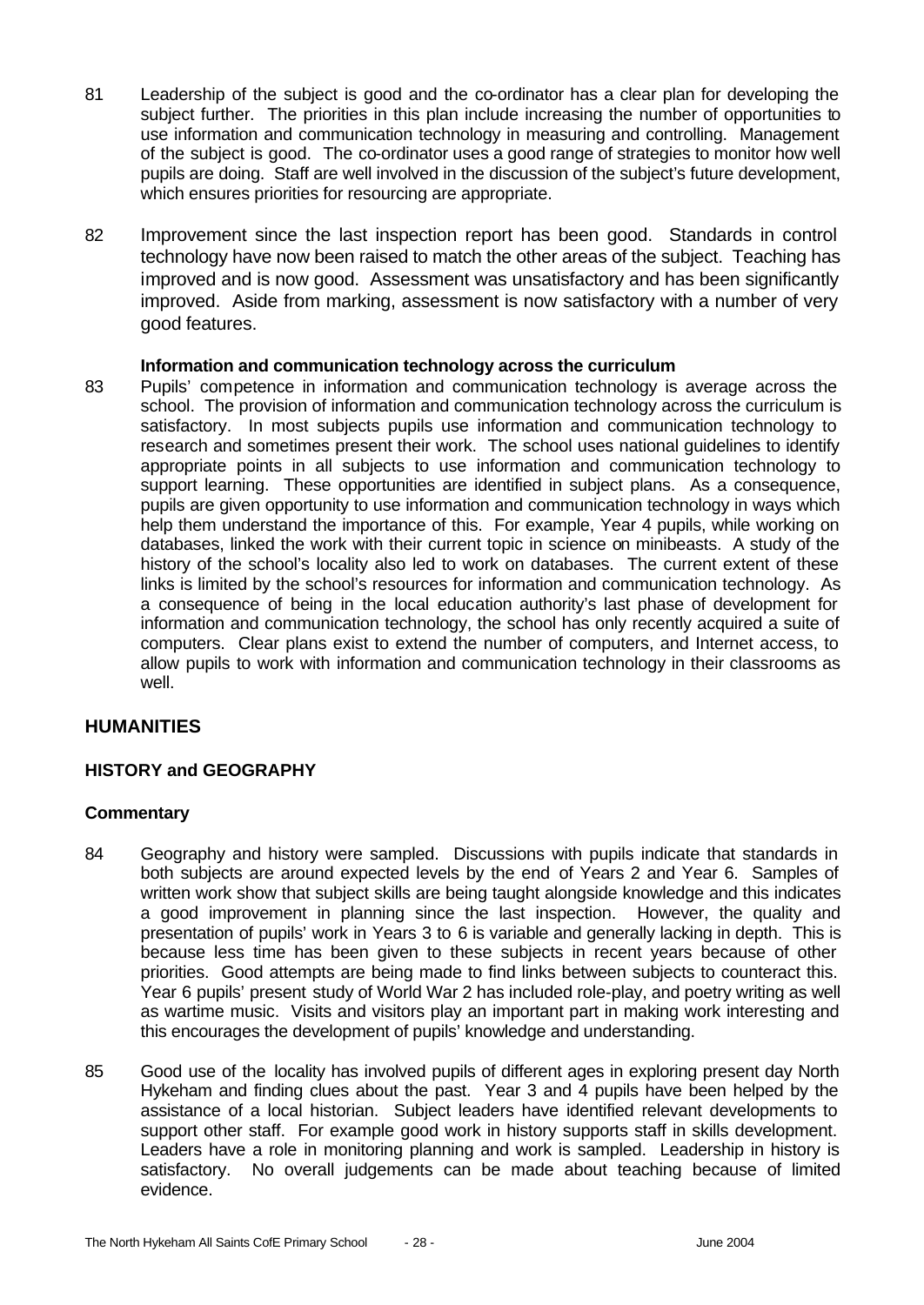81 Leadership of the subject is good and the co-ordinator has a clear plan for developing the subject further. The priorities in this plan include increasing the number of opportunities to use information and communication technology in measuring and controlling. Management of the subject is good. The co-ordinator uses a good range of strategies to monitor how well pupils are doing. Staff are well involved in the discussion of the subject's future development, which ensures priorities for resourcing are appropriate.

82 Improvement since the last inspection report has been good. Standards in control technology have now been raised to match the other areas of the subject. Teaching has improved and is now good. Assessment was unsatisfactory and has been significantly improved. Aside from marking, assessment is now satisfactory with a number of very good features.

**Information and communication technology across the curriculum**

83 Pupils' competence in information and communication technology is average across the school. The provision of information and communication technology across the curriculum is satisfactory. In most subjects pupils use information and communication technology to research and sometimes present their work. The school uses national guidelines to identify appropriate points in all subjects to use information and communication technology to support learning. These opportunities are identified in subject plans. As a consequence, pupils are given opportunity to use information and communication technology in ways which help them understand the importance of this. For example, Year 4 pupils, while working on databases, linked the work with their current topic in science on minibeasts. A study of the history of the school's locality also led to work on databases. The current extent of these links is limited by the school's resources for information and communication technology. As a consequence of being in the local education authority's last phase of development for information and communication technology, the school has only recently acquired a suite of computers. Clear plans exist to extend the number of computers, and Internet access, to allow pupils to work with information and communication technology in their classrooms as well.

## HUMANITIES

### HISTORY and GEOGRAPHY

#### Commentary

84 Geography and history were sampled. Discussions with pupils indicate that standards in both subjects are around expected levels by the end of Years 2 and Year 6. Samples of written work show that subject skills are being taught alongside knowledge and this indicates a good improvement in planning since the last inspection. However, the quality and presentation of pupils' work in Years 3 to 6 is variable and generally lacking in depth. This is because less time has been given to these subjects in recent years because of other priorities. Good attempts are being made to find links between subjects to counteract this. Year 6 pupils' present study of World War 2 has included role-play, and poetry writing as well as wartime music. Visits and visitors play an important part in making work interesting and this encourages the development of pupils' knowledge and understanding.

85 Good use of the locality has involved pupils of different ages in exploring present day North Hykeham and finding clues about the past. Year 3 and 4 pupils have been helped by the assistance of a local historian. Subject leaders have identified relevant developments to support other staff. For example good work in history supports staff in skills development. Leaders have a role in monitoring planning and work is sampled. Leadership in history is satisfactory. No overall judgements can be made about teaching because of limited evidence.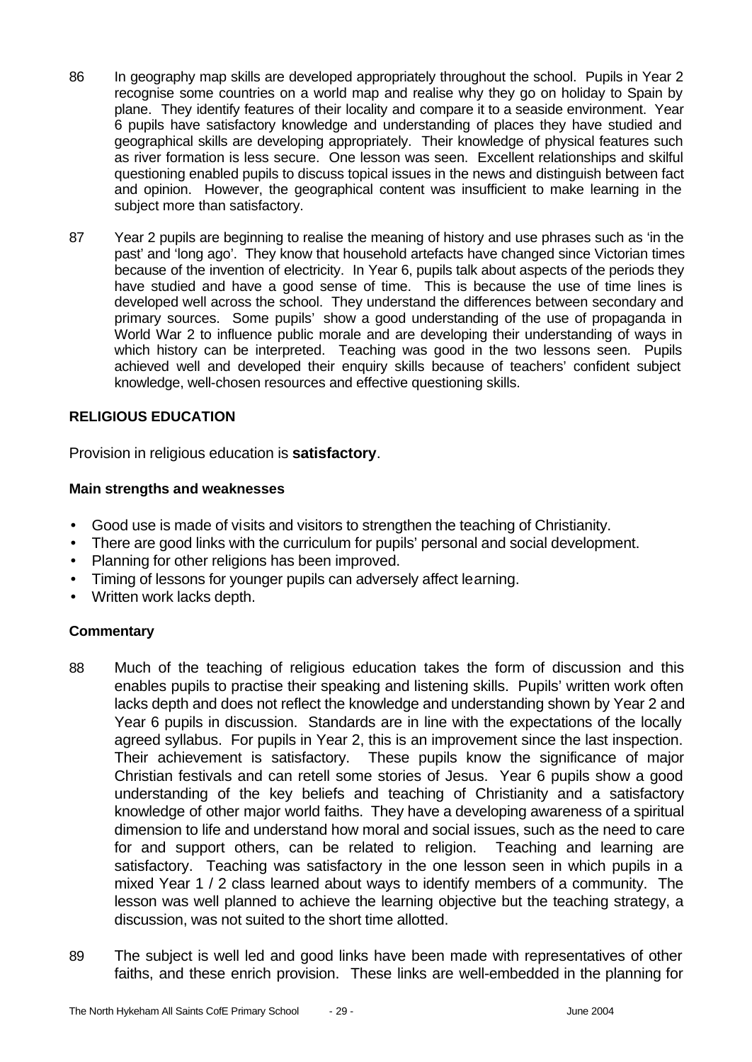86 In geography map skills are developed appropriately throughout the school. Pupils in Year 2 recognise some countries on a world map and realise why they go on holiday to Spain by plane. They identify features of their locality and compare it to a seaside environment. Year 6 pupils have satisfactory knowledge and understanding of places they have studied and geographical skills are developing appropriately. Their knowledge of physical features such as river formation is less secure. One lesson was seen. Excellent relationships and skilful questioning enabled pupils to discuss topical issues in the news and distinguish between fact and opinion. However, the geographical content was insufficient to make learning in the subject more than satisfactory.

87 Year 2 pupils are beginning to realise the meaning of history and use phrases such as 'in the past' and 'long ago'. They know that household artefacts have changed since Victorian times because of the invention of electricity. In Year 6, pupils talk about aspects of the periods they have studied and have a good sense of time. This is because the use of time lines is developed well across the school. They understand the differences between secondary and primary sources. Some pupils' show a good understanding of the use of propaganda in World War 2 to influence public morale and are developing their understanding of ways in which history can be interpreted. Teaching was good in the two lessons seen. Pupils achieved well and developed their enquiry skills because of teachers' confident subject knowledge, well-chosen resources and effective questioning skills.

## RELIGIOUS EDUCATION

Provision in religious education is **satisfactory**.

### Main strengths and weaknesses

- Good use is made of visits and visitors to strengthen the teaching of Christianity.
- There are good links with the curriculum for pupils' personal and social development.
- Planning for other religions has been improved.
- Timing of lessons for younger pupils can adversely affect learning.
- Written work lacks depth.

### Commentary

88 Much of the teaching of religious education takes the form of discussion and this enables pupils to practise their speaking and listening skills. Pupils' written work often lacks depth and does not reflect the knowledge and understanding shown by Year 2 and Year 6 pupils in discussion. Standards are in line with the expectations of the locally agreed syllabus. For pupils in Year 2, this is an improvement since the last inspection. Their achievement is satisfactory. These pupils know the significance of major Christian festivals and can retell some stories of Jesus. Year 6 pupils show a good understanding of the key beliefs and teaching of Christianity and a satisfactory knowledge of other major world faiths. They have a developing awareness of a spiritual dimension to life and understand how moral and social issues, such as the need to care for and support others, can be related to religion. Teaching and learning are satisfactory. Teaching was satisfactory in the one lesson seen in which pupils in a mixed Year 1 / 2 class learned about ways to identify members of a community. The lesson was well planned to achieve the learning objective but the teaching strategy, a discussion, was not suited to the short time allotted.

89 The subject is well led and good links have been made with representatives of other faiths, and these enrich provision. These links are well-embedded in the planning for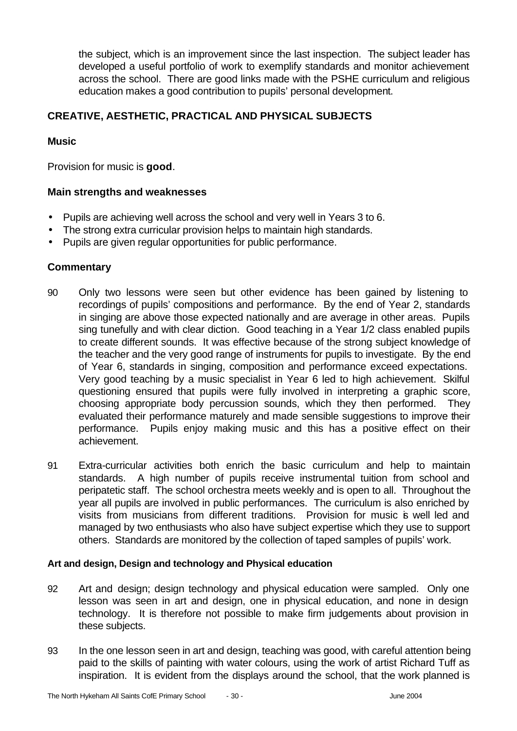the subject, which is an improvement since the last inspection. The subject leader has developed a useful portfolio of work to exemplify standards and monitor achievement across the school. There are good links made with the PSHE curriculum and religious education makes a good contribution to pupils' personal development.

## CREATIVE, AESTHETIC, PRACTICAL AND PHYSICAL SUBJECTS

### Music

Provision for music is **good**.

### Main strengths and weaknesses

- Pupils are achieving well across the school and very well in Years 3 to 6.
- The strong extra curricular provision helps to maintain high standards.
- Pupils are given regular opportunities for public performance.

### Commentary

90 Only two lessons were seen but other evidence has been gained by listening to recordings of pupils' compositions and performance. By the end of Year 2, standards in singing are above those expected nationally and are average in other areas. Pupils sing tunefully and with clear diction. Good teaching in a Year 1/2 class enabled pupils to create different sounds. It was effective because of the strong subject knowledge of the teacher and the very good range of instruments for pupils to investigate. By the end of Year 6, standards in singing, composition and performance exceed expectations. Very good teaching by a music specialist in Year 6 led to high achievement. Skilful questioning ensured that pupils were fully involved in interpreting a graphic score, choosing appropriate body percussion sounds, which they then performed. They evaluated their performance maturely and made sensible suggestions to improve their performance. Pupils enjoy making music and this has a positive effect on their achievement.

91 Extra-curricular activities both enrich the basic curriculum and help to maintain standards. A high number of pupils receive instrumental tuition from school and peripatetic staff. The school orchestra meets weekly and is open to all. Throughout the year all pupils are involved in public performances. The curriculum is also enriched by visits from musicians from different traditions. Provision for music is well led and managed by two enthusiasts who also have subject expertise which they use to support others. Standards are monitored by the collection of taped samples of pupils' work.

#### Art and design, Design and technology and Physical education

92 Art and design; design technology and physical education were sampled. Only one lesson was seen in art and design, one in physical education, and none in design technology. It is therefore not possible to make firm judgements about provision in these subjects.

93 In the one lesson seen in art and design, teaching was good, with careful attention being paid to the skills of painting with water colours, using the work of artist Richard Tuff as inspiration. It is evident from the displays around the school, that the work planned is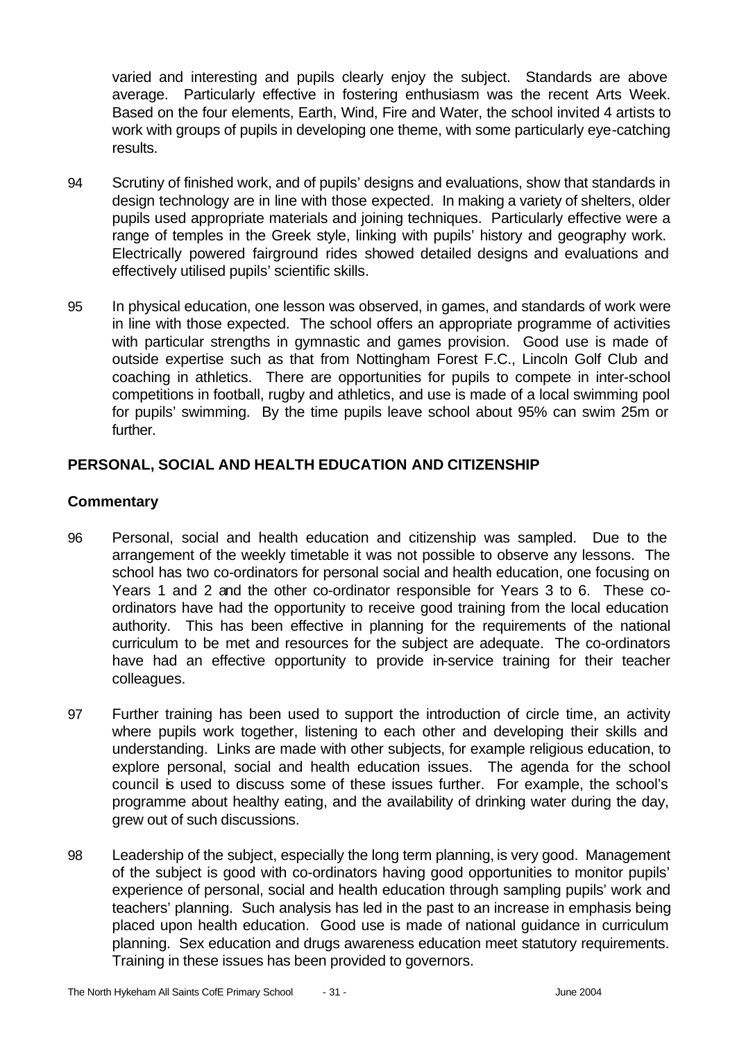varied and interesting and pupils clearly enjoy the subject. Standards are above average. Particularly effective in fostering enthusiasm was the recent Arts Week. Based on the four elements, Earth, Wind, Fire and Water, the school invited 4 artists to work with groups of pupils in developing one theme, with some particularly eye-catching results.

94 Scrutiny of finished work, and of pupils' designs and evaluations, show that standards in design technology are in line with those expected. In making a variety of shelters, older pupils used appropriate materials and joining techniques. Particularly effective were a range of temples in the Greek style, linking with pupils' history and geography work. Electrically powered fairground rides showed detailed designs and evaluations and effectively utilised pupils' scientific skills.

95 In physical education, one lesson was observed, in games, and standards of work were in line with those expected. The school offers an appropriate programme of activities with particular strengths in gymnastic and games provision. Good use is made of outside expertise such as that from Nottingham Forest F.C., Lincoln Golf Club and coaching in athletics. There are opportunities for pupils to compete in inter-school competitions in football, rugby and athletics, and use is made of a local swimming pool for pupils' swimming. By the time pupils leave school about 95% can swim 25m or further.

## PERSONAL, SOCIAL AND HEALTH EDUCATION AND CITIZENSHIP

### Commentary

96 Personal, social and health education and citizenship was sampled. Due to the arrangement of the weekly timetable it was not possible to observe any lessons. The school has two co-ordinators for personal social and health education, one focusing on Years 1 and 2 and the other co-ordinator responsible for Years 3 to 6. These co-ordinators have had the opportunity to receive good training from the local education authority. This has been effective in planning for the requirements of the national curriculum to be met and resources for the subject are adequate. The co-ordinators have had an effective opportunity to provide in-service training for their teacher colleagues.

97 Further training has been used to support the introduction of circle time, an activity where pupils work together, listening to each other and developing their skills and understanding. Links are made with other subjects, for example religious education, to explore personal, social and health education issues. The agenda for the school council is used to discuss some of these issues further. For example, the school's programme about healthy eating, and the availability of drinking water during the day, grew out of such discussions.

98 Leadership of the subject, especially the long term planning, is very good. Management of the subject is good with co-ordinators having good opportunities to monitor pupils' experience of personal, social and health education through sampling pupils' work and teachers' planning. Such analysis has led in the past to an increase in emphasis being placed upon health education. Good use is made of national guidance in curriculum planning. Sex education and drugs awareness education meet statutory requirements. Training in these issues has been provided to governors.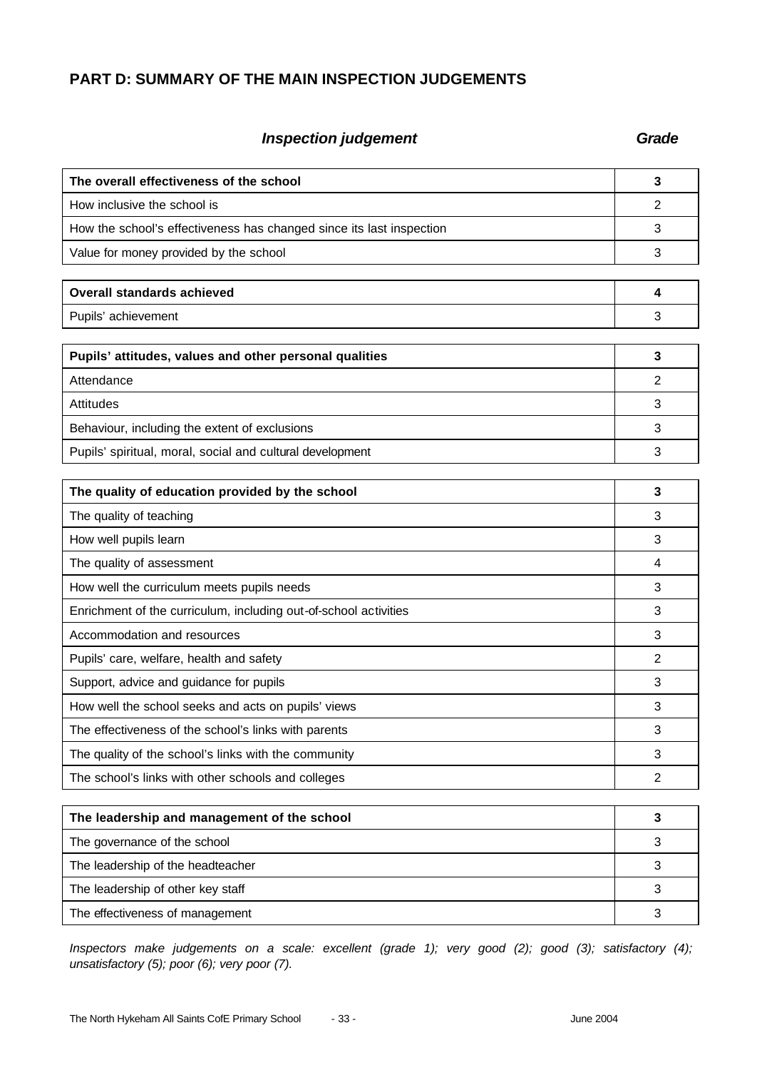## PART D: SUMMARY OF THE MAIN INSPECTION JUDGEMENTS

| *Inspection judgement* | *Grade* |
|---|---|
| **The overall effectiveness of the school** | **3** |
| How inclusive the school is | 2 |
| How the school's effectiveness has changed since its last inspection | 3 |
| Value for money provided by the school | 3 |
| **Overall standards achieved** | **4** |
| Pupils' achievement | 3 |
| **Pupils' attitudes, values and other personal qualities** | **3** |
| Attendance | 2 |
| Attitudes | 3 |
| Behaviour, including the extent of exclusions | 3 |
| Pupils' spiritual, moral, social and cultural development | 3 |
| **The quality of education provided by the school** | **3** |
| The quality of teaching | 3 |
| How well pupils learn | 3 |
| The quality of assessment | 4 |
| How well the curriculum meets pupils needs | 3 |
| Enrichment of the curriculum, including out-of-school activities | 3 |
| Accommodation and resources | 3 |
| Pupils' care, welfare, health and safety | 2 |
| Support, advice and guidance for pupils | 3 |
| How well the school seeks and acts on pupils' views | 3 |
| The effectiveness of the school's links with parents | 3 |
| The quality of the school's links with the community | 3 |
| The school's links with other schools and colleges | 2 |
| **The leadership and management of the school** | **3** |
| The governance of the school | 3 |
| The leadership of the headteacher | 3 |
| The leadership of other key staff | 3 |
| The effectiveness of management | 3 |

*Inspectors make judgements on a scale: excellent (grade 1); very good (2); good (3); satisfactory (4); unsatisfactory (5); poor (6); very poor (7).*